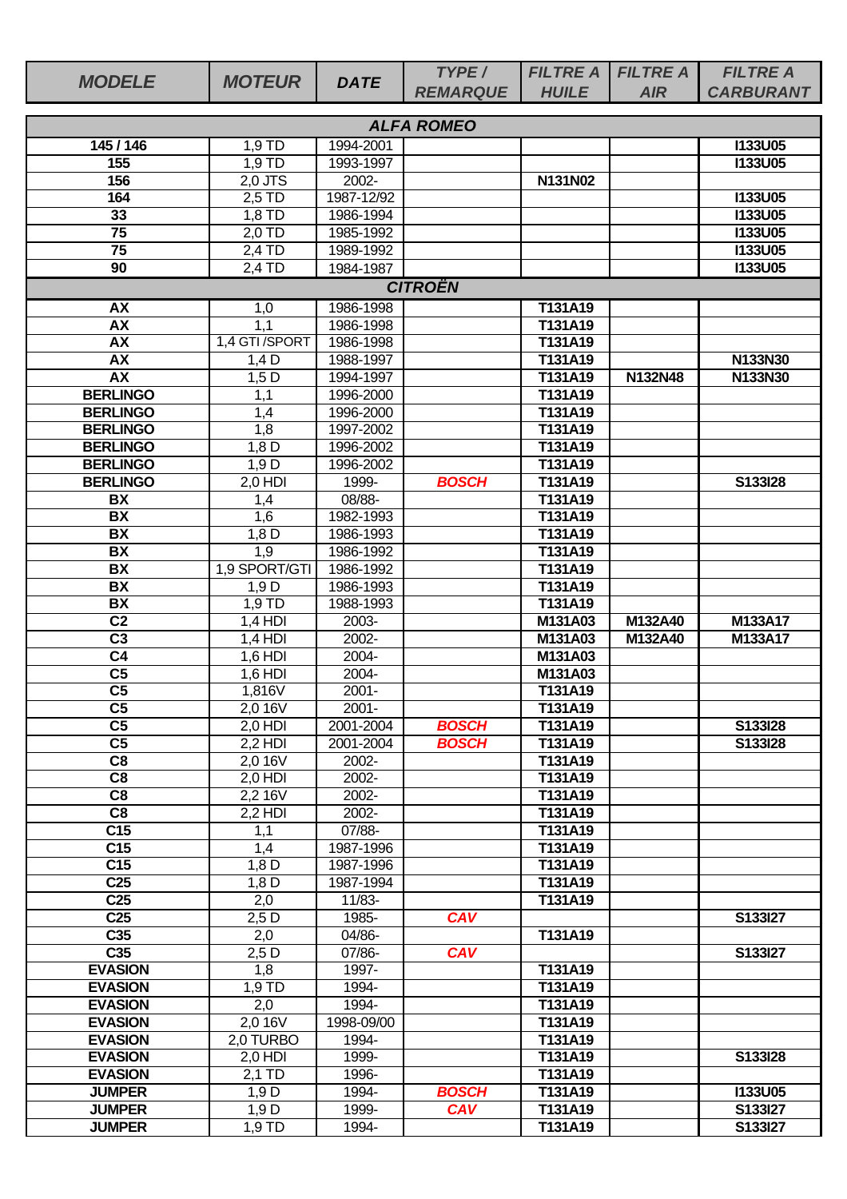| *MODELE* | *MOTEUR* | *DATE* | *TYPE / REMARQUE* | *FILTRE A HUILE* | *FILTRE A AIR* | *FILTRE A CARBURANT* |
|---|---|---|---|---|---|---|
| | | | ***ALFA ROMEO*** | | | |
| **145 / 146** | 1,9 TD | 1994-2001 | | | | **I133U05** |
| **155** | 1,9 TD | 1993-1997 | | | | **I133U05** |
| **156** | 2,0 JTS | 2002- | | **N131N02** | | |
| **164** | 2,5 TD | 1987-12/92 | | | | **I133U05** |
| **33** | 1,8 TD | 1986-1994 | | | | **I133U05** |
| **75** | 2,0 TD | 1985-1992 | | | | **I133U05** |
| **75** | 2,4 TD | 1989-1992 | | | | **I133U05** |
| **90** | 2,4 TD | 1984-1987 | | | | **I133U05** |
| | | | ***CITROËN*** | | | |
| **AX** | 1,0 | 1986-1998 | | **T131A19** | | |
| **AX** | 1,1 | 1986-1998 | | **T131A19** | | |
| **AX** | 1,4 GTI /SPORT | 1986-1998 | | **T131A19** | | |
| **AX** | 1,4 D | 1988-1997 | | **T131A19** | | **N133N30** |
| **AX** | 1,5 D | 1994-1997 | | **T131A19** | **N132N48** | **N133N30** |
| **BERLINGO** | 1,1 | 1996-2000 | | **T131A19** | | |
| **BERLINGO** | 1,4 | 1996-2000 | | **T131A19** | | |
| **BERLINGO** | 1,8 | 1997-2002 | | **T131A19** | | |
| **BERLINGO** | 1,8 D | 1996-2002 | | **T131A19** | | |
| **BERLINGO** | 1,9 D | 1996-2002 | | **T131A19** | | |
| **BERLINGO** | 2,0 HDI | 1999- | ***BOSCH*** | **T131A19** | | **S133I28** |
| **BX** | 1,4 | 08/88- | | **T131A19** | | |
| **BX** | 1,6 | 1982-1993 | | **T131A19** | | |
| **BX** | 1,8 D | 1986-1993 | | **T131A19** | | |
| **BX** | 1,9 | 1986-1992 | | **T131A19** | | |
| **BX** | 1,9 SPORT/GTI | 1986-1992 | | **T131A19** | | |
| **BX** | 1,9 D | 1986-1993 | | **T131A19** | | |
| **BX** | 1,9 TD | 1988-1993 | | **T131A19** | | |
| **C2** | 1,4 HDI | 2003- | | **M131A03** | **M132A40** | **M133A17** |
| **C3** | 1,4 HDI | 2002- | | **M131A03** | **M132A40** | **M133A17** |
| **C4** | 1,6 HDI | 2004- | | **M131A03** | | |
| **C5** | 1,6 HDI | 2004- | | **M131A03** | | |
| **C5** | 1,816V | 2001- | | **T131A19** | | |
| **C5** | 2,0 16V | 2001- | | **T131A19** | | |
| **C5** | 2,0 HDI | 2001-2004 | ***BOSCH*** | **T131A19** | | **S133I28** |
| **C5** | 2,2 HDI | 2001-2004 | ***BOSCH*** | **T131A19** | | **S133I28** |
| **C8** | 2,0 16V | 2002- | | **T131A19** | | |
| **C8** | 2,0 HDI | 2002- | | **T131A19** | | |
| **C8** | 2,2 16V | 2002- | | **T131A19** | | |
| **C8** | 2,2 HDI | 2002- | | **T131A19** | | |
| **C15** | 1,1 | 07/88- | | **T131A19** | | |
| **C15** | 1,4 | 1987-1996 | | **T131A19** | | |
| **C15** | 1,8 D | 1987-1996 | | **T131A19** | | |
| **C25** | 1,8 D | 1987-1994 | | **T131A19** | | |
| **C25** | 2,0 | 11/83- | | **T131A19** | | |
| **C25** | 2,5 D | 1985- | ***CAV*** | | | **S133I27** |
| **C35** | 2,0 | 04/86- | | **T131A19** | | |
| **C35** | 2,5 D | 07/86- | ***CAV*** | | | **S133I27** |
| **EVASION** | 1,8 | 1997- | | **T131A19** | | |
| **EVASION** | 1,9 TD | 1994- | | **T131A19** | | |
| **EVASION** | 2,0 | 1994- | | **T131A19** | | |
| **EVASION** | 2,0 16V | 1998-09/00 | | **T131A19** | | |
| **EVASION** | 2,0 TURBO | 1994- | | **T131A19** | | |
| **EVASION** | 2,0 HDI | 1999- | | **T131A19** | | **S133I28** |
| **EVASION** | 2,1 TD | 1996- | | **T131A19** | | |
| **JUMPER** | 1,9 D | 1994- | ***BOSCH*** | **T131A19** | | **I133U05** |
| **JUMPER** | 1,9 D | 1999- | ***CAV*** | **T131A19** | | **S133I27** |
| **JUMPER** | 1,9 TD | 1994- | | **T131A19** | | **S133I27** |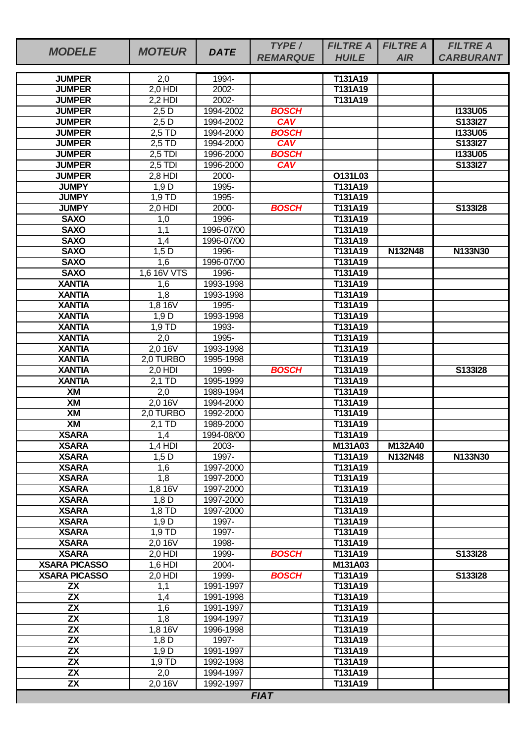| MODELE | MOTEUR | DATE | TYPE / REMARQUE | FILTRE A HUILE | FILTRE A AIR | FILTRE A CARBURANT |
|---|---|---|---|---|---|---|
| **JUMPER** | 2,0 | 1994- | | **T131A19** | | |
| **JUMPER** | 2,0 HDI | 2002- | | **T131A19** | | |
| **JUMPER** | 2,2 HDI | 2002- | | **T131A19** | | |
| **JUMPER** | 2,5 D | 1994-2002 | ***BOSCH*** | | | **I133U05** |
| **JUMPER** | 2,5 D | 1994-2002 | ***CAV*** | | | **S133I27** |
| **JUMPER** | 2,5 TD | 1994-2000 | ***BOSCH*** | | | **I133U05** |
| **JUMPER** | 2,5 TD | 1994-2000 | ***CAV*** | | | **S133I27** |
| **JUMPER** | 2,5 TDI | 1996-2000 | ***BOSCH*** | | | **I133U05** |
| **JUMPER** | 2,5 TDI | 1996-2000 | ***CAV*** | | | **S133I27** |
| **JUMPER** | 2,8 HDI | 2000- | | **O131L03** | | |
| **JUMPY** | 1,9 D | 1995- | | **T131A19** | | |
| **JUMPY** | 1,9 TD | 1995- | | **T131A19** | | |
| **JUMPY** | 2,0 HDI | 2000- | ***BOSCH*** | **T131A19** | | **S133I28** |
| **SAXO** | 1,0 | 1996- | | **T131A19** | | |
| **SAXO** | 1,1 | 1996-07/00 | | **T131A19** | | |
| **SAXO** | 1,4 | 1996-07/00 | | **T131A19** | | |
| **SAXO** | 1,5 D | 1996- | | **T131A19** | **N132N48** | **N133N30** |
| **SAXO** | 1,6 | 1996-07/00 | | **T131A19** | | |
| **SAXO** | 1,6 16V VTS | 1996- | | **T131A19** | | |
| **XANTIA** | 1,6 | 1993-1998 | | **T131A19** | | |
| **XANTIA** | 1,8 | 1993-1998 | | **T131A19** | | |
| **XANTIA** | 1,8 16V | 1995- | | **T131A19** | | |
| **XANTIA** | 1,9 D | 1993-1998 | | **T131A19** | | |
| **XANTIA** | 1,9 TD | 1993- | | **T131A19** | | |
| **XANTIA** | 2,0 | 1995- | | **T131A19** | | |
| **XANTIA** | 2,0 16V | 1993-1998 | | **T131A19** | | |
| **XANTIA** | 2,0 TURBO | 1995-1998 | | **T131A19** | | |
| **XANTIA** | 2,0 HDI | 1999- | ***BOSCH*** | **T131A19** | | **S133I28** |
| **XANTIA** | 2,1 TD | 1995-1999 | | **T131A19** | | |
| **XM** | 2,0 | 1989-1994 | | **T131A19** | | |
| **XM** | 2,0 16V | 1994-2000 | | **T131A19** | | |
| **XM** | 2,0 TURBO | 1992-2000 | | **T131A19** | | |
| **XM** | 2,1 TD | 1989-2000 | | **T131A19** | | |
| **XSARA** | 1,4 | 1994-08/00 | | **T131A19** | | |
| **XSARA** | 1,4 HDI | 2003- | | **M131A03** | **M132A40** | |
| **XSARA** | 1,5 D | 1997- | | **T131A19** | **N132N48** | **N133N30** |
| **XSARA** | 1,6 | 1997-2000 | | **T131A19** | | |
| **XSARA** | 1,8 | 1997-2000 | | **T131A19** | | |
| **XSARA** | 1,8 16V | 1997-2000 | | **T131A19** | | |
| **XSARA** | 1,8 D | 1997-2000 | | **T131A19** | | |
| **XSARA** | 1,8 TD | 1997-2000 | | **T131A19** | | |
| **XSARA** | 1,9 D | 1997- | | **T131A19** | | |
| **XSARA** | 1,9 TD | 1997- | | **T131A19** | | |
| **XSARA** | 2,0 16V | 1998- | | **T131A19** | | |
| **XSARA** | 2,0 HDI | 1999- | ***BOSCH*** | **T131A19** | | **S133I28** |
| **XSARA PICASSO** | 1,6 HDI | 2004- | | **M131A03** | | |
| **XSARA PICASSO** | 2,0 HDI | 1999- | ***BOSCH*** | **T131A19** | | **S133I28** |
| **ZX** | 1,1 | 1991-1997 | | **T131A19** | | |
| **ZX** | 1,4 | 1991-1998 | | **T131A19** | | |
| **ZX** | 1,6 | 1991-1997 | | **T131A19** | | |
| **ZX** | 1,8 | 1994-1997 | | **T131A19** | | |
| **ZX** | 1,8 16V | 1996-1998 | | **T131A19** | | |
| **ZX** | 1,8 D | 1997- | | **T131A19** | | |
| **ZX** | 1,9 D | 1991-1997 | | **T131A19** | | |
| **ZX** | 1,9 TD | 1992-1998 | | **T131A19** | | |
| **ZX** | 2,0 | 1994-1997 | | **T131A19** | | |
| **ZX** | 2,0 16V | 1992-1997 | | **T131A19** | | |

***FIAT***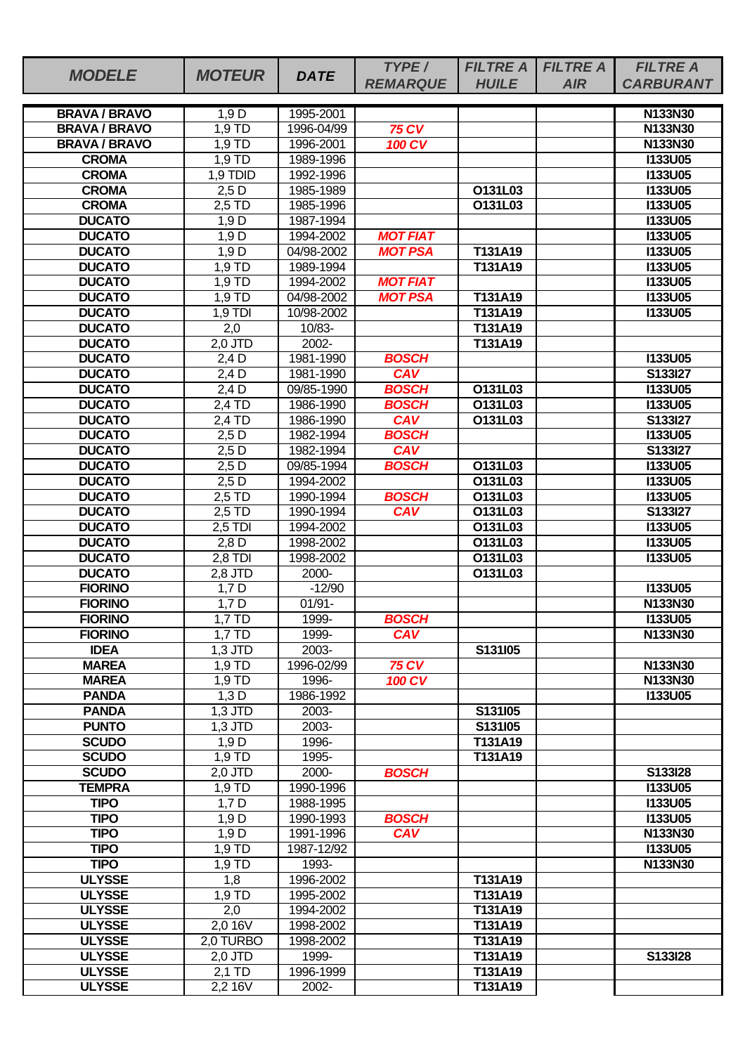| MODELE | MOTEUR | DATE | TYPE / REMARQUE | FILTRE A HUILE | FILTRE A AIR | FILTRE A CARBURANT |
|---|---|---|---|---|---|---|
| BRAVA / BRAVO | 1,9 D | 1995-2001 | | | | N133N30 |
| BRAVA / BRAVO | 1,9 TD | 1996-04/99 | 75 CV | | | N133N30 |
| BRAVA / BRAVO | 1,9 TD | 1996-2001 | 100 CV | | | N133N30 |
| CROMA | 1,9 TD | 1989-1996 | | | | I133U05 |
| CROMA | 1,9 TDID | 1992-1996 | | | | I133U05 |
| CROMA | 2,5 D | 1985-1989 | | O131L03 | | I133U05 |
| CROMA | 2,5 TD | 1985-1996 | | O131L03 | | I133U05 |
| DUCATO | 1,9 D | 1987-1994 | | | | I133U05 |
| DUCATO | 1,9 D | 1994-2002 | MOT FIAT | | | I133U05 |
| DUCATO | 1,9 D | 04/98-2002 | MOT PSA | T131A19 | | I133U05 |
| DUCATO | 1,9 TD | 1989-1994 | | T131A19 | | I133U05 |
| DUCATO | 1,9 TD | 1994-2002 | MOT FIAT | | | I133U05 |
| DUCATO | 1,9 TD | 04/98-2002 | MOT PSA | T131A19 | | I133U05 |
| DUCATO | 1,9 TDI | 10/98-2002 | | T131A19 | | I133U05 |
| DUCATO | 2,0 | 10/83- | | T131A19 | | |
| DUCATO | 2,0 JTD | 2002- | | T131A19 | | |
| DUCATO | 2,4 D | 1981-1990 | BOSCH | | | I133U05 |
| DUCATO | 2,4 D | 1981-1990 | CAV | | | S133I27 |
| DUCATO | 2,4 D | 09/85-1990 | BOSCH | O131L03 | | I133U05 |
| DUCATO | 2,4 TD | 1986-1990 | BOSCH | O131L03 | | I133U05 |
| DUCATO | 2,4 TD | 1986-1990 | CAV | O131L03 | | S133I27 |
| DUCATO | 2,5 D | 1982-1994 | BOSCH | | | I133U05 |
| DUCATO | 2,5 D | 1982-1994 | CAV | | | S133I27 |
| DUCATO | 2,5 D | 09/85-1994 | BOSCH | O131L03 | | I133U05 |
| DUCATO | 2,5 D | 1994-2002 | | O131L03 | | I133U05 |
| DUCATO | 2,5 TD | 1990-1994 | BOSCH | O131L03 | | I133U05 |
| DUCATO | 2,5 TD | 1990-1994 | CAV | O131L03 | | S133I27 |
| DUCATO | 2,5 TDI | 1994-2002 | | O131L03 | | I133U05 |
| DUCATO | 2,8 D | 1998-2002 | | O131L03 | | I133U05 |
| DUCATO | 2,8 TDI | 1998-2002 | | O131L03 | | I133U05 |
| DUCATO | 2,8 JTD | 2000- | | O131L03 | | |
| FIORINO | 1,7 D | -12/90 | | | | I133U05 |
| FIORINO | 1,7 D | 01/91- | | | | N133N30 |
| FIORINO | 1,7 TD | 1999- | BOSCH | | | I133U05 |
| FIORINO | 1,7 TD | 1999- | CAV | | | N133N30 |
| IDEA | 1,3 JTD | 2003- | | S131I05 | | |
| MAREA | 1,9 TD | 1996-02/99 | 75 CV | | | N133N30 |
| MAREA | 1,9 TD | 1996- | 100 CV | | | N133N30 |
| PANDA | 1,3 D | 1986-1992 | | | | I133U05 |
| PANDA | 1,3 JTD | 2003- | | S131I05 | | |
| PUNTO | 1,3 JTD | 2003- | | S131I05 | | |
| SCUDO | 1,9 D | 1996- | | T131A19 | | |
| SCUDO | 1,9 TD | 1995- | | T131A19 | | |
| SCUDO | 2,0 JTD | 2000- | BOSCH | | | S133I28 |
| TEMPRA | 1,9 TD | 1990-1996 | | | | I133U05 |
| TIPO | 1,7 D | 1988-1995 | | | | I133U05 |
| TIPO | 1,9 D | 1990-1993 | BOSCH | | | I133U05 |
| TIPO | 1,9 D | 1991-1996 | CAV | | | N133N30 |
| TIPO | 1,9 TD | 1987-12/92 | | | | I133U05 |
| TIPO | 1,9 TD | 1993- | | | | N133N30 |
| ULYSSE | 1,8 | 1996-2002 | | T131A19 | | |
| ULYSSE | 1,9 TD | 1995-2002 | | T131A19 | | |
| ULYSSE | 2,0 | 1994-2002 | | T131A19 | | |
| ULYSSE | 2,0 16V | 1998-2002 | | T131A19 | | |
| ULYSSE | 2,0 TURBO | 1998-2002 | | T131A19 | | |
| ULYSSE | 2,0 JTD | 1999- | | T131A19 | | S133I28 |
| ULYSSE | 2,1 TD | 1996-1999 | | T131A19 | | |
| ULYSSE | 2,2 16V | 2002- | | T131A19 | | |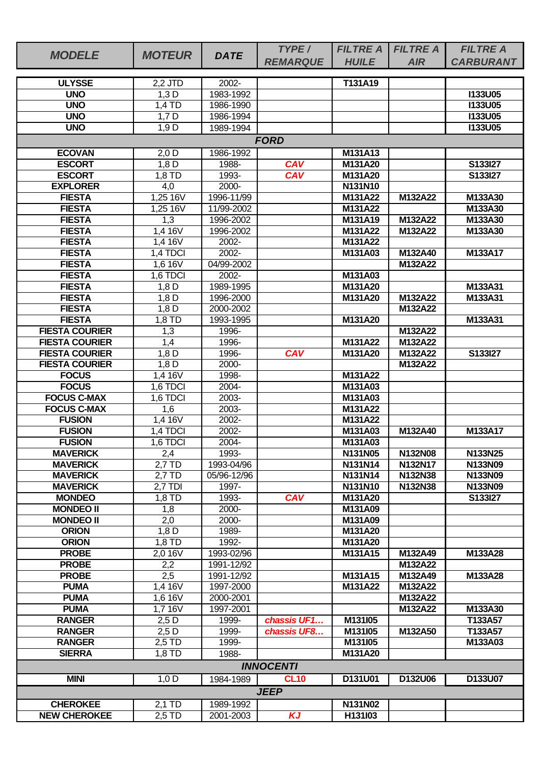| MODELE | MOTEUR | DATE | TYPE / REMARQUE | FILTRE A HUILE | FILTRE A AIR | FILTRE A CARBURANT |
|---|---|---|---|---|---|---|
| ULYSSE | 2,2 JTD | 2002- | | T131A19 | | |
| UNO | 1,3 D | 1983-1992 | | | | I133U05 |
| UNO | 1,4 TD | 1986-1990 | | | | I133U05 |
| UNO | 1,7 D | 1986-1994 | | | | I133U05 |
| UNO | 1,9 D | 1989-1994 | | | | I133U05 |
| | | | **FORD** | | | |
| ECOVAN | 2,0 D | 1986-1992 | | M131A13 | | |
| ESCORT | 1,8 D | 1988- | CAV | M131A20 | | S133I27 |
| ESCORT | 1,8 TD | 1993- | CAV | M131A20 | | S133I27 |
| EXPLORER | 4,0 | 2000- | | N131N10 | | |
| FIESTA | 1,25 16V | 1996-11/99 | | M131A22 | M132A22 | M133A30 |
| FIESTA | 1,25 16V | 11/99-2002 | | M131A22 | | M133A30 |
| FIESTA | 1,3 | 1996-2002 | | M131A19 | M132A22 | M133A30 |
| FIESTA | 1,4 16V | 1996-2002 | | M131A22 | M132A22 | M133A30 |
| FIESTA | 1,4 16V | 2002- | | M131A22 | | |
| FIESTA | 1,4 TDCI | 2002- | | M131A03 | M132A40 | M133A17 |
| FIESTA | 1,6 16V | 04/99-2002 | | | M132A22 | |
| FIESTA | 1,6 TDCI | 2002- | | M131A03 | | |
| FIESTA | 1,8 D | 1989-1995 | | M131A20 | | M133A31 |
| FIESTA | 1,8 D | 1996-2000 | | M131A20 | M132A22 | M133A31 |
| FIESTA | 1,8 D | 2000-2002 | | | M132A22 | |
| FIESTA | 1,8 TD | 1993-1995 | | M131A20 | | M133A31 |
| FIESTA COURIER | 1,3 | 1996- | | | M132A22 | |
| FIESTA COURIER | 1,4 | 1996- | | M131A22 | M132A22 | |
| FIESTA COURIER | 1,8 D | 1996- | CAV | M131A20 | M132A22 | S133I27 |
| FIESTA COURIER | 1,8 D | 2000- | | | M132A22 | |
| FOCUS | 1,4 16V | 1998- | | M131A22 | | |
| FOCUS | 1,6 TDCI | 2004- | | M131A03 | | |
| FOCUS C-MAX | 1,6 TDCI | 2003- | | M131A03 | | |
| FOCUS C-MAX | 1,6 | 2003- | | M131A22 | | |
| FUSION | 1,4 16V | 2002- | | M131A22 | | |
| FUSION | 1,4 TDCI | 2002- | | M131A03 | M132A40 | M133A17 |
| FUSION | 1,6 TDCI | 2004- | | M131A03 | | |
| MAVERICK | 2,4 | 1993- | | N131N05 | N132N08 | N133N25 |
| MAVERICK | 2,7 TD | 1993-04/96 | | N131N14 | N132N17 | N133N09 |
| MAVERICK | 2,7 TD | 05/96-12/96 | | N131N14 | N132N38 | N133N09 |
| MAVERICK | 2,7 TDI | 1997- | | N131N10 | N132N38 | N133N09 |
| MONDEO | 1,8 TD | 1993- | CAV | M131A20 | | S133I27 |
| MONDEO II | 1,8 | 2000- | | M131A09 | | |
| MONDEO II | 2,0 | 2000- | | M131A09 | | |
| ORION | 1,8 D | 1989- | | M131A20 | | |
| ORION | 1,8 TD | 1992- | | M131A20 | | |
| PROBE | 2,0 16V | 1993-02/96 | | M131A15 | M132A49 | M133A28 |
| PROBE | 2,2 | 1991-12/92 | | | M132A22 | |
| PROBE | 2,5 | 1991-12/92 | | M131A15 | M132A49 | M133A28 |
| PUMA | 1,4 16V | 1997-2000 | | M131A22 | M132A22 | |
| PUMA | 1,6 16V | 2000-2001 | | | M132A22 | |
| PUMA | 1,7 16V | 1997-2001 | | | M132A22 | M133A30 |
| RANGER | 2,5 D | 1999- | chassis UF1… | M131I05 | | T133A57 |
| RANGER | 2,5 D | 1999- | chassis UF8… | M131I05 | M132A50 | T133A57 |
| RANGER | 2,5 TD | 1999- | | M131I05 | | M133A03 |
| SIERRA | 1,8 TD | 1988- | | M131A20 | | |
| | | | **INNOCENTI** | | | |
| MINI | 1,0 D | 1984-1989 | CL10 | D131U01 | D132U06 | D133U07 |
| | | | **JEEP** | | | |
| CHEROKEE | 2,1 TD | 1989-1992 | | N131N02 | | |
| NEW CHEROKEE | 2,5 TD | 2001-2003 | KJ | H131I03 | | |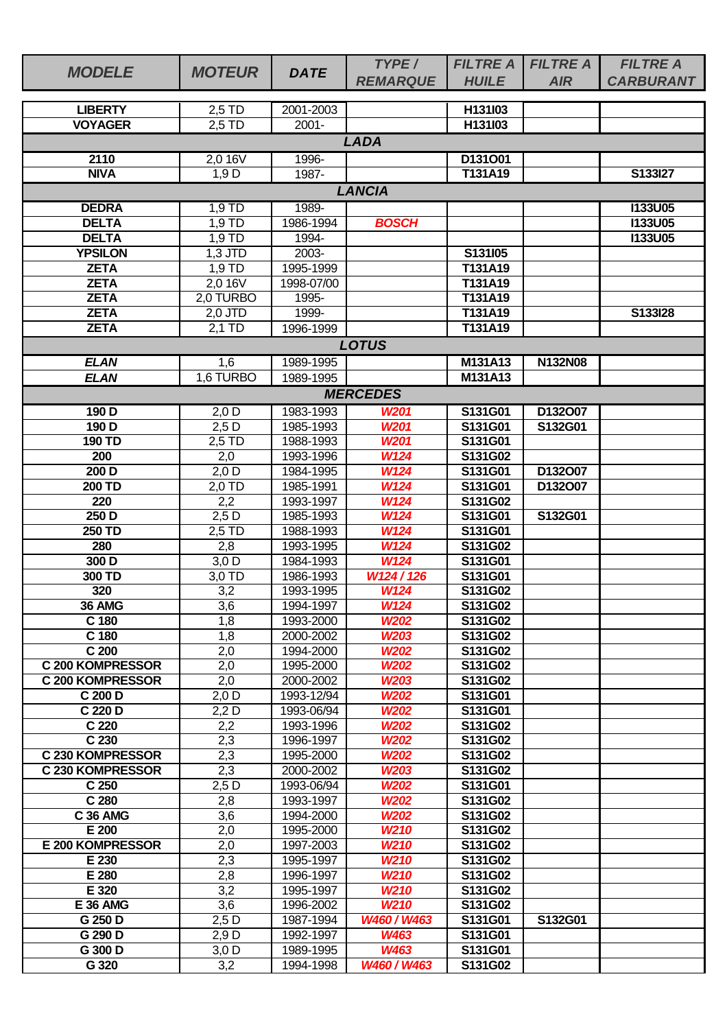| MODELE | MOTEUR | DATE | TYPE / REMARQUE | FILTRE A HUILE | FILTRE A AIR | FILTRE A CARBURANT |
|---|---|---|---|---|---|---|
| **LIBERTY** | 2,5 TD | 2001-2003 | | H131I03 | | |
| **VOYAGER** | 2,5 TD | 2001- | | H131I03 | | |
| | | | ***LADA*** | | | |
| **2110** | 2,0 16V | 1996- | | D131O01 | | |
| **NIVA** | 1,9 D | 1987- | | T131A19 | | S133I27 |
| | | | ***LANCIA*** | | | |
| **DEDRA** | 1,9 TD | 1989- | | | | I133U05 |
| **DELTA** | 1,9 TD | 1986-1994 | ***BOSCH*** | | | I133U05 |
| **DELTA** | 1,9 TD | 1994- | | | | I133U05 |
| **YPSILON** | 1,3 JTD | 2003- | | S131I05 | | |
| **ZETA** | 1,9 TD | 1995-1999 | | T131A19 | | |
| **ZETA** | 2,0 16V | 1998-07/00 | | T131A19 | | |
| **ZETA** | 2,0 TURBO | 1995- | | T131A19 | | |
| **ZETA** | 2,0 JTD | 1999- | | T131A19 | | S133I28 |
| **ZETA** | 2,1 TD | 1996-1999 | | T131A19 | | |
| | | | ***LOTUS*** | | | |
| ***ELAN*** | 1,6 | 1989-1995 | | M131A13 | N132N08 | |
| ***ELAN*** | 1,6 TURBO | 1989-1995 | | M131A13 | | |
| | | | ***MERCEDES*** | | | |
| **190 D** | 2,0 D | 1983-1993 | ***W201*** | S131G01 | D132O07 | |
| **190 D** | 2,5 D | 1985-1993 | ***W201*** | S131G01 | S132G01 | |
| **190 TD** | 2,5 TD | 1988-1993 | ***W201*** | S131G01 | | |
| **200** | 2,0 | 1993-1996 | ***W124*** | S131G02 | | |
| **200 D** | 2,0 D | 1984-1995 | ***W124*** | S131G01 | D132O07 | |
| **200 TD** | 2,0 TD | 1985-1991 | ***W124*** | S131G01 | D132O07 | |
| **220** | 2,2 | 1993-1997 | ***W124*** | S131G02 | | |
| **250 D** | 2,5 D | 1985-1993 | ***W124*** | S131G01 | S132G01 | |
| **250 TD** | 2,5 TD | 1988-1993 | ***W124*** | S131G01 | | |
| **280** | 2,8 | 1993-1995 | ***W124*** | S131G02 | | |
| **300 D** | 3,0 D | 1984-1993 | ***W124*** | S131G01 | | |
| **300 TD** | 3,0 TD | 1986-1993 | ***W124 / 126*** | S131G01 | | |
| **320** | 3,2 | 1993-1995 | ***W124*** | S131G02 | | |
| **36 AMG** | 3,6 | 1994-1997 | ***W124*** | S131G02 | | |
| **C 180** | 1,8 | 1993-2000 | ***W202*** | S131G02 | | |
| **C 180** | 1,8 | 2000-2002 | ***W203*** | S131G02 | | |
| **C 200** | 2,0 | 1994-2000 | ***W202*** | S131G02 | | |
| **C 200 KOMPRESSOR** | 2,0 | 1995-2000 | ***W202*** | S131G02 | | |
| **C 200 KOMPRESSOR** | 2,0 | 2000-2002 | ***W203*** | S131G02 | | |
| **C 200 D** | 2,0 D | 1993-12/94 | ***W202*** | S131G01 | | |
| **C 220 D** | 2,2 D | 1993-06/94 | ***W202*** | S131G01 | | |
| **C 220** | 2,2 | 1993-1996 | ***W202*** | S131G02 | | |
| **C 230** | 2,3 | 1996-1997 | ***W202*** | S131G02 | | |
| **C 230 KOMPRESSOR** | 2,3 | 1995-2000 | ***W202*** | S131G02 | | |
| **C 230 KOMPRESSOR** | 2,3 | 2000-2002 | ***W203*** | S131G02 | | |
| **C 250** | 2,5 D | 1993-06/94 | ***W202*** | S131G01 | | |
| **C 280** | 2,8 | 1993-1997 | ***W202*** | S131G02 | | |
| **C 36 AMG** | 3,6 | 1994-2000 | ***W202*** | S131G02 | | |
| **E 200** | 2,0 | 1995-2000 | ***W210*** | S131G02 | | |
| **E 200 KOMPRESSOR** | 2,0 | 1997-2003 | ***W210*** | S131G02 | | |
| **E 230** | 2,3 | 1995-1997 | ***W210*** | S131G02 | | |
| **E 280** | 2,8 | 1996-1997 | ***W210*** | S131G02 | | |
| **E 320** | 3,2 | 1995-1997 | ***W210*** | S131G02 | | |
| **E 36 AMG** | 3,6 | 1996-2002 | ***W210*** | S131G02 | | |
| **G 250 D** | 2,5 D | 1987-1994 | ***W460 / W463*** | S131G01 | S132G01 | |
| **G 290 D** | 2,9 D | 1992-1997 | ***W463*** | S131G01 | | |
| **G 300 D** | 3,0 D | 1989-1995 | ***W463*** | S131G01 | | |
| **G 320** | 3,2 | 1994-1998 | ***W460 / W463*** | S131G02 | | |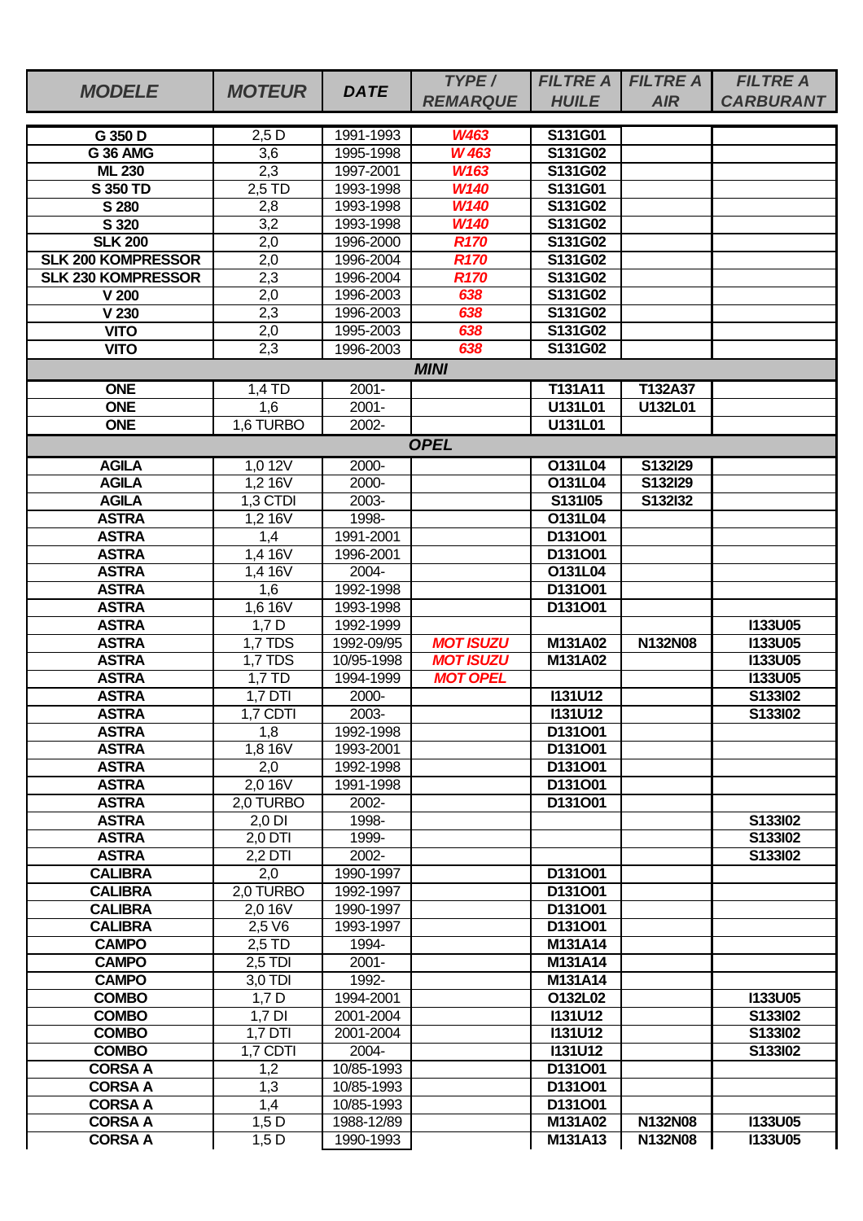| MODELE | MOTEUR | DATE | TYPE / REMARQUE | FILTRE A HUILE | FILTRE A AIR | FILTRE A CARBURANT |
|---|---|---|---|---|---|---|
| G 350 D | 2,5 D | 1991-1993 | W463 | S131G01 | | |
| G 36 AMG | 3,6 | 1995-1998 | W 463 | S131G02 | | |
| ML 230 | 2,3 | 1997-2001 | W163 | S131G02 | | |
| S 350 TD | 2,5 TD | 1993-1998 | W140 | S131G01 | | |
| S 280 | 2,8 | 1993-1998 | W140 | S131G02 | | |
| S 320 | 3,2 | 1993-1998 | W140 | S131G02 | | |
| SLK 200 | 2,0 | 1996-2000 | R170 | S131G02 | | |
| SLK 200 KOMPRESSOR | 2,0 | 1996-2004 | R170 | S131G02 | | |
| SLK 230 KOMPRESSOR | 2,3 | 1996-2004 | R170 | S131G02 | | |
| V 200 | 2,0 | 1996-2003 | 638 | S131G02 | | |
| V 230 | 2,3 | 1996-2003 | 638 | S131G02 | | |
| VITO | 2,0 | 1995-2003 | 638 | S131G02 | | |
| VITO | 2,3 | 1996-2003 | 638 | S131G02 | | |
| **MINI** | | | | | | |
| ONE | 1,4 TD | 2001- | | T131A11 | T132A37 | |
| ONE | 1,6 | 2001- | | U131L01 | U132L01 | |
| ONE | 1,6 TURBO | 2002- | | U131L01 | | |
| **OPEL** | | | | | | |
| AGILA | 1,0 12V | 2000- | | O131L04 | S132I29 | |
| AGILA | 1,2 16V | 2000- | | O131L04 | S132I29 | |
| AGILA | 1,3 CTDI | 2003- | | S131I05 | S132I32 | |
| ASTRA | 1,2 16V | 1998- | | O131L04 | | |
| ASTRA | 1,4 | 1991-2001 | | D131O01 | | |
| ASTRA | 1,4 16V | 1996-2001 | | D131O01 | | |
| ASTRA | 1,4 16V | 2004- | | O131L04 | | |
| ASTRA | 1,6 | 1992-1998 | | D131O01 | | |
| ASTRA | 1,6 16V | 1993-1998 | | D131O01 | | |
| ASTRA | 1,7 D | 1992-1999 | | | | I133U05 |
| ASTRA | 1,7 TDS | 1992-09/95 | MOT ISUZU | M131A02 | N132N08 | I133U05 |
| ASTRA | 1,7 TDS | 10/95-1998 | MOT ISUZU | M131A02 | | I133U05 |
| ASTRA | 1,7 TD | 1994-1999 | MOT OPEL | | | I133U05 |
| ASTRA | 1,7 DTI | 2000- | | I131U12 | | S133I02 |
| ASTRA | 1,7 CDTI | 2003- | | I131U12 | | S133I02 |
| ASTRA | 1,8 | 1992-1998 | | D131O01 | | |
| ASTRA | 1,8 16V | 1993-2001 | | D131O01 | | |
| ASTRA | 2,0 | 1992-1998 | | D131O01 | | |
| ASTRA | 2,0 16V | 1991-1998 | | D131O01 | | |
| ASTRA | 2,0 TURBO | 2002- | | D131O01 | | |
| ASTRA | 2,0 DI | 1998- | | | | S133I02 |
| ASTRA | 2,0 DTI | 1999- | | | | S133I02 |
| ASTRA | 2,2 DTI | 2002- | | | | S133I02 |
| CALIBRA | 2,0 | 1990-1997 | | D131O01 | | |
| CALIBRA | 2,0 TURBO | 1992-1997 | | D131O01 | | |
| CALIBRA | 2,0 16V | 1990-1997 | | D131O01 | | |
| CALIBRA | 2,5 V6 | 1993-1997 | | D131O01 | | |
| CAMPO | 2,5 TD | 1994- | | M131A14 | | |
| CAMPO | 2,5 TDI | 2001- | | M131A14 | | |
| CAMPO | 3,0 TDI | 1992- | | M131A14 | | |
| COMBO | 1,7 D | 1994-2001 | | O132L02 | | I133U05 |
| COMBO | 1,7 DI | 2001-2004 | | I131U12 | | S133I02 |
| COMBO | 1,7 DTI | 2001-2004 | | I131U12 | | S133I02 |
| COMBO | 1,7 CDTI | 2004- | | I131U12 | | S133I02 |
| CORSA A | 1,2 | 10/85-1993 | | D131O01 | | |
| CORSA A | 1,3 | 10/85-1993 | | D131O01 | | |
| CORSA A | 1,4 | 10/85-1993 | | D131O01 | | |
| CORSA A | 1,5 D | 1988-12/89 | | M131A02 | N132N08 | I133U05 |
| CORSA A | 1,5 D | 1990-1993 | | M131A13 | N132N08 | I133U05 |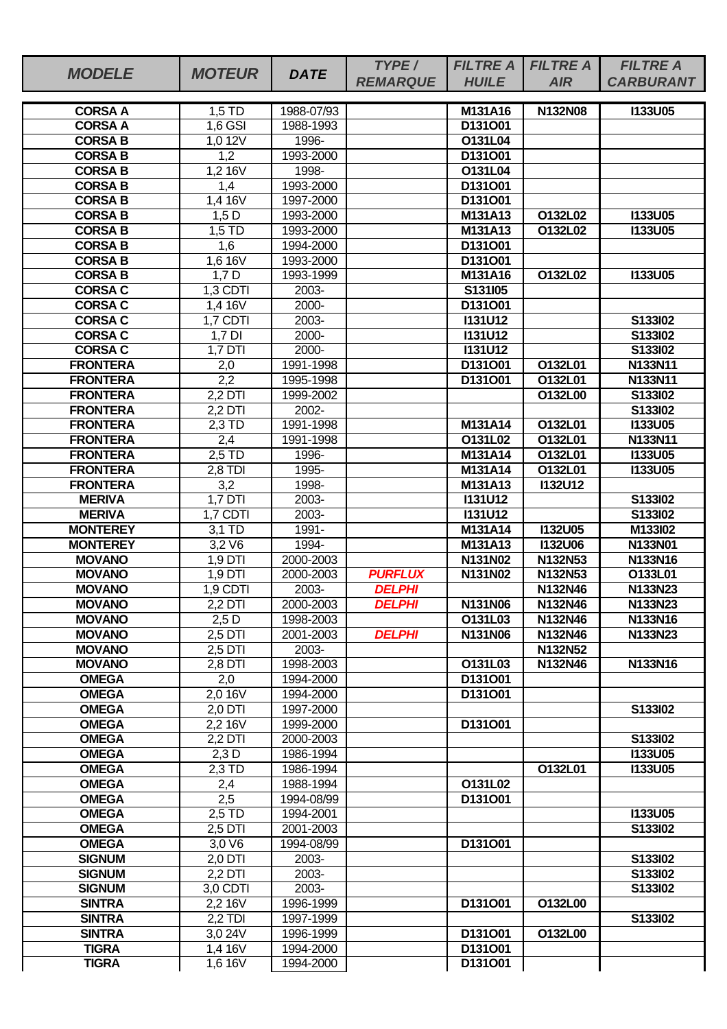| MODELE | MOTEUR | DATE | TYPE / REMARQUE | FILTRE A HUILE | FILTRE A AIR | FILTRE A CARBURANT |
|---|---|---|---|---|---|---|
| CORSA A | 1,5 TD | 1988-07/93 | | M131A16 | N132N08 | I133U05 |
| CORSA A | 1,6 GSI | 1988-1993 | | D131O01 | | |
| CORSA B | 1,0 12V | 1996- | | O131L04 | | |
| CORSA B | 1,2 | 1993-2000 | | D131O01 | | |
| CORSA B | 1,2 16V | 1998- | | O131L04 | | |
| CORSA B | 1,4 | 1993-2000 | | D131O01 | | |
| CORSA B | 1,4 16V | 1997-2000 | | D131O01 | | |
| CORSA B | 1,5 D | 1993-2000 | | M131A13 | O132L02 | I133U05 |
| CORSA B | 1,5 TD | 1993-2000 | | M131A13 | O132L02 | I133U05 |
| CORSA B | 1,6 | 1994-2000 | | D131O01 | | |
| CORSA B | 1,6 16V | 1993-2000 | | D131O01 | | |
| CORSA B | 1,7 D | 1993-1999 | | M131A16 | O132L02 | I133U05 |
| CORSA C | 1,3 CDTI | 2003- | | S131I05 | | |
| CORSA C | 1,4 16V | 2000- | | D131O01 | | |
| CORSA C | 1,7 CDTI | 2003- | | I131U12 | | S133I02 |
| CORSA C | 1,7 DI | 2000- | | I131U12 | | S133I02 |
| CORSA C | 1,7 DTI | 2000- | | I131U12 | | S133I02 |
| FRONTERA | 2,0 | 1991-1998 | | D131O01 | O132L01 | N133N11 |
| FRONTERA | 2,2 | 1995-1998 | | D131O01 | O132L01 | N133N11 |
| FRONTERA | 2,2 DTI | 1999-2002 | | | O132L00 | S133I02 |
| FRONTERA | 2,2 DTI | 2002- | | | | S133I02 |
| FRONTERA | 2,3 TD | 1991-1998 | | M131A14 | O132L01 | I133U05 |
| FRONTERA | 2,4 | 1991-1998 | | O131L02 | O132L01 | N133N11 |
| FRONTERA | 2,5 TD | 1996- | | M131A14 | O132L01 | I133U05 |
| FRONTERA | 2,8 TDI | 1995- | | M131A14 | O132L01 | I133U05 |
| FRONTERA | 3,2 | 1998- | | M131A13 | I132U12 | |
| MERIVA | 1,7 DTI | 2003- | | I131U12 | | S133I02 |
| MERIVA | 1,7 CDTI | 2003- | | I131U12 | | S133I02 |
| MONTEREY | 3,1 TD | 1991- | | M131A14 | I132U05 | M133I02 |
| MONTEREY | 3,2 V6 | 1994- | | M131A13 | I132U06 | N133N01 |
| MOVANO | 1,9 DTI | 2000-2003 | | N131N02 | N132N53 | N133N16 |
| MOVANO | 1,9 DTI | 2000-2003 | PURFLUX | N131N02 | N132N53 | O133L01 |
| MOVANO | 1,9 CDTI | 2003- | DELPHI | | N132N46 | N133N23 |
| MOVANO | 2,2 DTI | 2000-2003 | DELPHI | N131N06 | N132N46 | N133N23 |
| MOVANO | 2,5 D | 1998-2003 | | O131L03 | N132N46 | N133N16 |
| MOVANO | 2,5 DTI | 2001-2003 | DELPHI | N131N06 | N132N46 | N133N23 |
| MOVANO | 2,5 DTI | 2003- | | | N132N52 | |
| MOVANO | 2,8 DTI | 1998-2003 | | O131L03 | N132N46 | N133N16 |
| OMEGA | 2,0 | 1994-2000 | | D131O01 | | |
| OMEGA | 2,0 16V | 1994-2000 | | D131O01 | | |
| OMEGA | 2,0 DTI | 1997-2000 | | | | S133I02 |
| OMEGA | 2,2 16V | 1999-2000 | | D131O01 | | |
| OMEGA | 2,2 DTI | 2000-2003 | | | | S133I02 |
| OMEGA | 2,3 D | 1986-1994 | | | | I133U05 |
| OMEGA | 2,3 TD | 1986-1994 | | | O132L01 | I133U05 |
| OMEGA | 2,4 | 1988-1994 | | O131L02 | | |
| OMEGA | 2,5 | 1994-08/99 | | D131O01 | | |
| OMEGA | 2,5 TD | 1994-2001 | | | | I133U05 |
| OMEGA | 2,5 DTI | 2001-2003 | | | | S133I02 |
| OMEGA | 3,0 V6 | 1994-08/99 | | D131O01 | | |
| SIGNUM | 2,0 DTI | 2003- | | | | S133I02 |
| SIGNUM | 2,2 DTI | 2003- | | | | S133I02 |
| SIGNUM | 3,0 CDTI | 2003- | | | | S133I02 |
| SINTRA | 2,2 16V | 1996-1999 | | D131O01 | O132L00 | |
| SINTRA | 2,2 TDI | 1997-1999 | | | | S133I02 |
| SINTRA | 3,0 24V | 1996-1999 | | D131O01 | O132L00 | |
| TIGRA | 1,4 16V | 1994-2000 | | D131O01 | | |
| TIGRA | 1,6 16V | 1994-2000 | | D131O01 | | |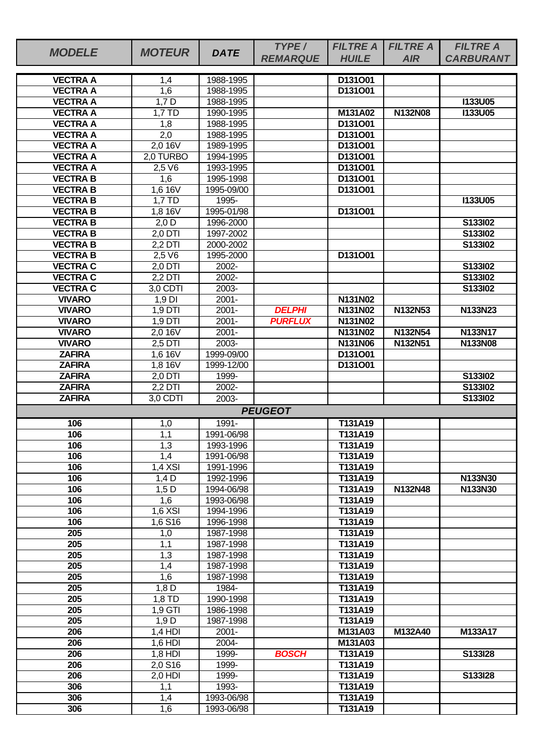| MODELE | MOTEUR | DATE | TYPE / REMARQUE | FILTRE A HUILE | FILTRE A AIR | FILTRE A CARBURANT |
|---|---|---|---|---|---|---|
| VECTRA A | 1,4 | 1988-1995 | | D131O01 | | |
| VECTRA A | 1,6 | 1988-1995 | | D131O01 | | |
| VECTRA A | 1,7 D | 1988-1995 | | | | I133U05 |
| VECTRA A | 1,7 TD | 1990-1995 | | M131A02 | N132N08 | I133U05 |
| VECTRA A | 1,8 | 1988-1995 | | D131O01 | | |
| VECTRA A | 2,0 | 1988-1995 | | D131O01 | | |
| VECTRA A | 2,0 16V | 1989-1995 | | D131O01 | | |
| VECTRA A | 2,0 TURBO | 1994-1995 | | D131O01 | | |
| VECTRA A | 2,5 V6 | 1993-1995 | | D131O01 | | |
| VECTRA B | 1,6 | 1995-1998 | | D131O01 | | |
| VECTRA B | 1,6 16V | 1995-09/00 | | D131O01 | | |
| VECTRA B | 1,7 TD | 1995- | | | | I133U05 |
| VECTRA B | 1,8 16V | 1995-01/98 | | D131O01 | | |
| VECTRA B | 2,0 D | 1996-2000 | | | | S133I02 |
| VECTRA B | 2,0 DTI | 1997-2002 | | | | S133I02 |
| VECTRA B | 2,2 DTI | 2000-2002 | | | | S133I02 |
| VECTRA B | 2,5 V6 | 1995-2000 | | D131O01 | | |
| VECTRA C | 2,0 DTI | 2002- | | | | S133I02 |
| VECTRA C | 2,2 DTI | 2002- | | | | S133I02 |
| VECTRA C | 3,0 CDTI | 2003- | | | | S133I02 |
| VIVARO | 1,9 DI | 2001- | | N131N02 | | |
| VIVARO | 1,9 DTI | 2001- | DELPHI | N131N02 | N132N53 | N133N23 |
| VIVARO | 1,9 DTI | 2001- | PURFLUX | N131N02 | | |
| VIVARO | 2,0 16V | 2001- | | N131N02 | N132N54 | N133N17 |
| VIVARO | 2,5 DTI | 2003- | | N131N06 | N132N51 | N133N08 |
| ZAFIRA | 1,6 16V | 1999-09/00 | | D131O01 | | |
| ZAFIRA | 1,8 16V | 1999-12/00 | | D131O01 | | |
| ZAFIRA | 2,0 DTI | 1999- | | | | S133I02 |
| ZAFIRA | 2,2 DTI | 2002- | | | | S133I02 |
| ZAFIRA | 3,0 CDTI | 2003- | | | | S133I02 |
| | | | **PEUGEOT** | | | |
| 106 | 1,0 | 1991- | | T131A19 | | |
| 106 | 1,1 | 1991-06/98 | | T131A19 | | |
| 106 | 1,3 | 1993-1996 | | T131A19 | | |
| 106 | 1,4 | 1991-06/98 | | T131A19 | | |
| 106 | 1,4 XSI | 1991-1996 | | T131A19 | | |
| 106 | 1,4 D | 1992-1996 | | T131A19 | | N133N30 |
| 106 | 1,5 D | 1994-06/98 | | T131A19 | N132N48 | N133N30 |
| 106 | 1,6 | 1993-06/98 | | T131A19 | | |
| 106 | 1,6 XSI | 1994-1996 | | T131A19 | | |
| 106 | 1,6 S16 | 1996-1998 | | T131A19 | | |
| 205 | 1,0 | 1987-1998 | | T131A19 | | |
| 205 | 1,1 | 1987-1998 | | T131A19 | | |
| 205 | 1,3 | 1987-1998 | | T131A19 | | |
| 205 | 1,4 | 1987-1998 | | T131A19 | | |
| 205 | 1,6 | 1987-1998 | | T131A19 | | |
| 205 | 1,8 D | 1984- | | T131A19 | | |
| 205 | 1,8 TD | 1990-1998 | | T131A19 | | |
| 205 | 1,9 GTI | 1986-1998 | | T131A19 | | |
| 205 | 1,9 D | 1987-1998 | | T131A19 | | |
| 206 | 1,4 HDI | 2001- | | M131A03 | M132A40 | M133A17 |
| 206 | 1,6 HDI | 2004- | | M131A03 | | |
| 206 | 1,8 HDI | 1999- | BOSCH | T131A19 | | S133I28 |
| 206 | 2,0 S16 | 1999- | | T131A19 | | |
| 206 | 2,0 HDI | 1999- | | T131A19 | | S133I28 |
| 306 | 1,1 | 1993- | | T131A19 | | |
| 306 | 1,4 | 1993-06/98 | | T131A19 | | |
| 306 | 1,6 | 1993-06/98 | | T131A19 | | |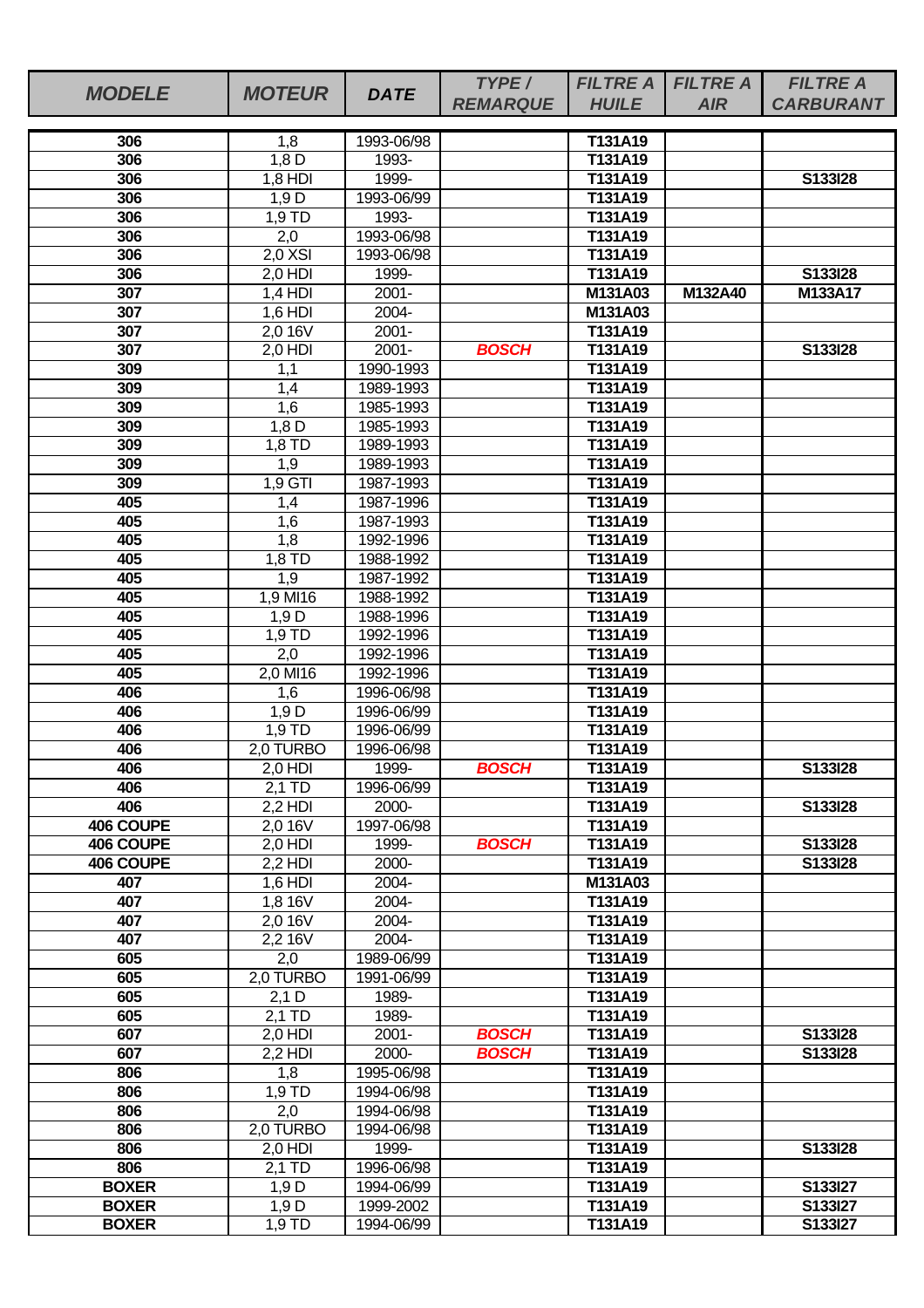| MODELE | MOTEUR | DATE | TYPE / REMARQUE | FILTRE A HUILE | FILTRE A AIR | FILTRE A CARBURANT |
|---|---|---|---|---|---|---|
| 306 | 1,8 | 1993-06/98 | | T131A19 | | |
| 306 | 1,8 D | 1993- | | T131A19 | | |
| 306 | 1,8 HDI | 1999- | | T131A19 | | S133I28 |
| 306 | 1,9 D | 1993-06/99 | | T131A19 | | |
| 306 | 1,9 TD | 1993- | | T131A19 | | |
| 306 | 2,0 | 1993-06/98 | | T131A19 | | |
| 306 | 2,0 XSI | 1993-06/98 | | T131A19 | | |
| 306 | 2,0 HDI | 1999- | | T131A19 | | S133I28 |
| 307 | 1,4 HDI | 2001- | | M131A03 | M132A40 | M133A17 |
| 307 | 1,6 HDI | 2004- | | M131A03 | | |
| 307 | 2,0 16V | 2001- | | T131A19 | | |
| 307 | 2,0 HDI | 2001- | BOSCH | T131A19 | | S133I28 |
| 309 | 1,1 | 1990-1993 | | T131A19 | | |
| 309 | 1,4 | 1989-1993 | | T131A19 | | |
| 309 | 1,6 | 1985-1993 | | T131A19 | | |
| 309 | 1,8 D | 1985-1993 | | T131A19 | | |
| 309 | 1,8 TD | 1989-1993 | | T131A19 | | |
| 309 | 1,9 | 1989-1993 | | T131A19 | | |
| 309 | 1,9 GTI | 1987-1993 | | T131A19 | | |
| 405 | 1,4 | 1987-1996 | | T131A19 | | |
| 405 | 1,6 | 1987-1993 | | T131A19 | | |
| 405 | 1,8 | 1992-1996 | | T131A19 | | |
| 405 | 1,8 TD | 1988-1992 | | T131A19 | | |
| 405 | 1,9 | 1987-1992 | | T131A19 | | |
| 405 | 1,9 MI16 | 1988-1992 | | T131A19 | | |
| 405 | 1,9 D | 1988-1996 | | T131A19 | | |
| 405 | 1,9 TD | 1992-1996 | | T131A19 | | |
| 405 | 2,0 | 1992-1996 | | T131A19 | | |
| 405 | 2,0 MI16 | 1992-1996 | | T131A19 | | |
| 406 | 1,6 | 1996-06/98 | | T131A19 | | |
| 406 | 1,9 D | 1996-06/99 | | T131A19 | | |
| 406 | 1,9 TD | 1996-06/99 | | T131A19 | | |
| 406 | 2,0 TURBO | 1996-06/98 | | T131A19 | | |
| 406 | 2,0 HDI | 1999- | BOSCH | T131A19 | | S133I28 |
| 406 | 2,1 TD | 1996-06/99 | | T131A19 | | |
| 406 | 2,2 HDI | 2000- | | T131A19 | | S133I28 |
| 406 COUPE | 2,0 16V | 1997-06/98 | | T131A19 | | |
| 406 COUPE | 2,0 HDI | 1999- | BOSCH | T131A19 | | S133I28 |
| 406 COUPE | 2,2 HDI | 2000- | | T131A19 | | S133I28 |
| 407 | 1,6 HDI | 2004- | | M131A03 | | |
| 407 | 1,8 16V | 2004- | | T131A19 | | |
| 407 | 2,0 16V | 2004- | | T131A19 | | |
| 407 | 2,2 16V | 2004- | | T131A19 | | |
| 605 | 2,0 | 1989-06/99 | | T131A19 | | |
| 605 | 2,0 TURBO | 1991-06/99 | | T131A19 | | |
| 605 | 2,1 D | 1989- | | T131A19 | | |
| 605 | 2,1 TD | 1989- | | T131A19 | | |
| 607 | 2,0 HDI | 2001- | BOSCH | T131A19 | | S133I28 |
| 607 | 2,2 HDI | 2000- | BOSCH | T131A19 | | S133I28 |
| 806 | 1,8 | 1995-06/98 | | T131A19 | | |
| 806 | 1,9 TD | 1994-06/98 | | T131A19 | | |
| 806 | 2,0 | 1994-06/98 | | T131A19 | | |
| 806 | 2,0 TURBO | 1994-06/98 | | T131A19 | | |
| 806 | 2,0 HDI | 1999- | | T131A19 | | S133I28 |
| 806 | 2,1 TD | 1996-06/98 | | T131A19 | | |
| BOXER | 1,9 D | 1994-06/99 | | T131A19 | | S133I27 |
| BOXER | 1,9 D | 1999-2002 | | T131A19 | | S133I27 |
| BOXER | 1,9 TD | 1994-06/99 | | T131A19 | | S133I27 |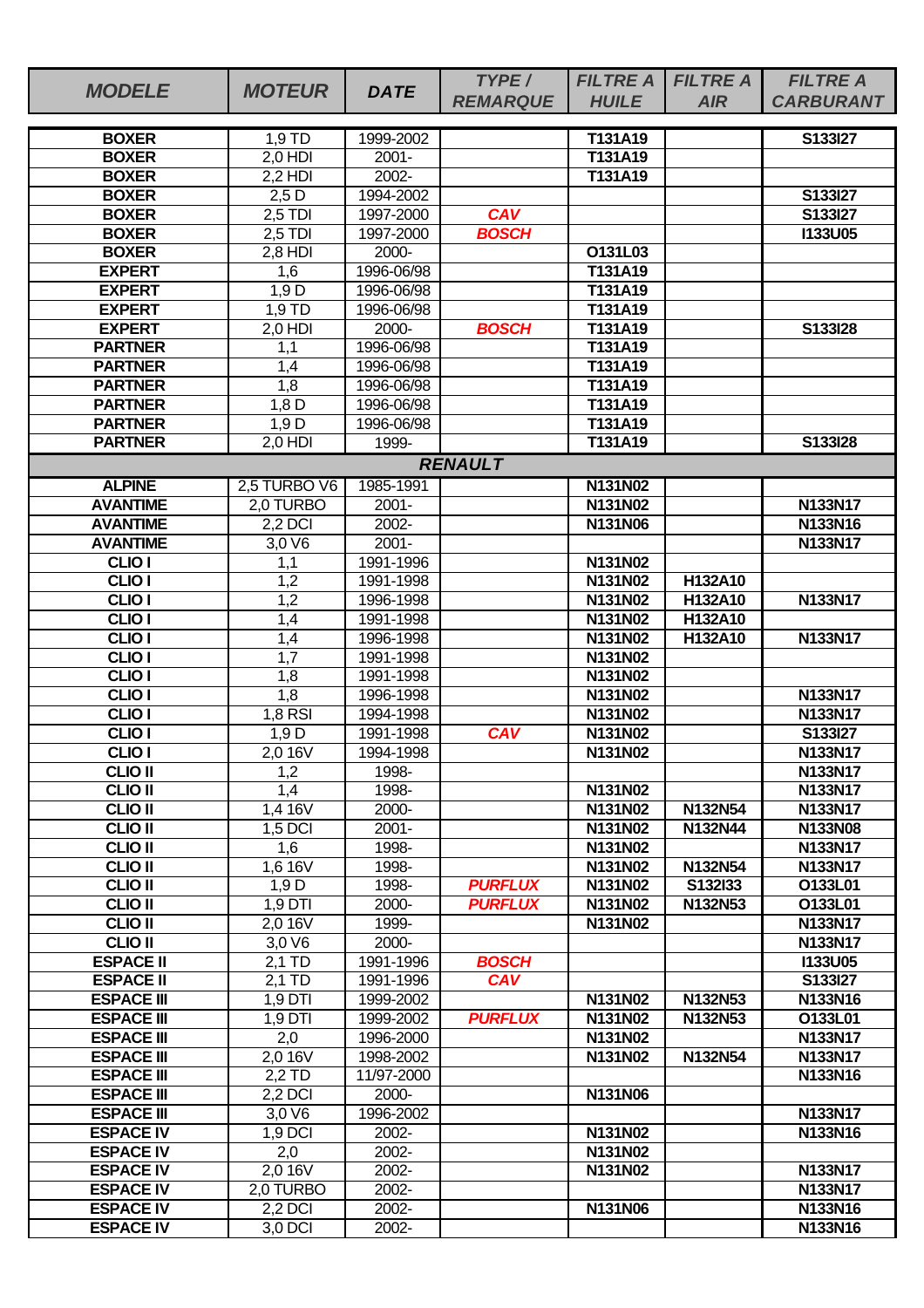| MODELE | MOTEUR | DATE | TYPE / REMARQUE | FILTRE A HUILE | FILTRE A AIR | FILTRE A CARBURANT |
|---|---|---|---|---|---|---|
| BOXER | 1,9 TD | 1999-2002 | | T131A19 | | S133I27 |
| BOXER | 2,0 HDI | 2001- | | T131A19 | | |
| BOXER | 2,2 HDI | 2002- | | T131A19 | | |
| BOXER | 2,5 D | 1994-2002 | | | | S133I27 |
| BOXER | 2,5 TDI | 1997-2000 | CAV | | | S133I27 |
| BOXER | 2,5 TDI | 1997-2000 | BOSCH | | | I133U05 |
| BOXER | 2,8 HDI | 2000- | | O131L03 | | |
| EXPERT | 1,6 | 1996-06/98 | | T131A19 | | |
| EXPERT | 1,9 D | 1996-06/98 | | T131A19 | | |
| EXPERT | 1,9 TD | 1996-06/98 | | T131A19 | | |
| EXPERT | 2,0 HDI | 2000- | BOSCH | T131A19 | | S133I28 |
| PARTNER | 1,1 | 1996-06/98 | | T131A19 | | |
| PARTNER | 1,4 | 1996-06/98 | | T131A19 | | |
| PARTNER | 1,8 | 1996-06/98 | | T131A19 | | |
| PARTNER | 1,8 D | 1996-06/98 | | T131A19 | | |
| PARTNER | 1,9 D | 1996-06/98 | | T131A19 | | |
| PARTNER | 2,0 HDI | 1999- | | T131A19 | | S133I28 |
| | | | RENAULT | | | |
| ALPINE | 2,5 TURBO V6 | 1985-1991 | | N131N02 | | |
| AVANTIME | 2,0 TURBO | 2001- | | N131N02 | | N133N17 |
| AVANTIME | 2,2 DCI | 2002- | | N131N06 | | N133N16 |
| AVANTIME | 3,0 V6 | 2001- | | | | N133N17 |
| CLIO I | 1,1 | 1991-1996 | | N131N02 | | |
| CLIO I | 1,2 | 1991-1998 | | N131N02 | H132A10 | |
| CLIO I | 1,2 | 1996-1998 | | N131N02 | H132A10 | N133N17 |
| CLIO I | 1,4 | 1991-1998 | | N131N02 | H132A10 | |
| CLIO I | 1,4 | 1996-1998 | | N131N02 | H132A10 | N133N17 |
| CLIO I | 1,7 | 1991-1998 | | N131N02 | | |
| CLIO I | 1,8 | 1991-1998 | | N131N02 | | |
| CLIO I | 1,8 | 1996-1998 | | N131N02 | | N133N17 |
| CLIO I | 1,8 RSI | 1994-1998 | | N131N02 | | N133N17 |
| CLIO I | 1,9 D | 1991-1998 | CAV | N131N02 | | S133I27 |
| CLIO I | 2,0 16V | 1994-1998 | | N131N02 | | N133N17 |
| CLIO II | 1,2 | 1998- | | | | N133N17 |
| CLIO II | 1,4 | 1998- | | N131N02 | | N133N17 |
| CLIO II | 1,4 16V | 2000- | | N131N02 | N132N54 | N133N17 |
| CLIO II | 1,5 DCI | 2001- | | N131N02 | N132N44 | N133N08 |
| CLIO II | 1,6 | 1998- | | N131N02 | | N133N17 |
| CLIO II | 1,6 16V | 1998- | | N131N02 | N132N54 | N133N17 |
| CLIO II | 1,9 D | 1998- | PURFLUX | N131N02 | S132I33 | O133L01 |
| CLIO II | 1,9 DTI | 2000- | PURFLUX | N131N02 | N132N53 | O133L01 |
| CLIO II | 2,0 16V | 1999- | | N131N02 | | N133N17 |
| CLIO II | 3,0 V6 | 2000- | | | | N133N17 |
| ESPACE II | 2,1 TD | 1991-1996 | BOSCH | | | I133U05 |
| ESPACE II | 2,1 TD | 1991-1996 | CAV | | | S133I27 |
| ESPACE III | 1,9 DTI | 1999-2002 | | N131N02 | N132N53 | N133N16 |
| ESPACE III | 1,9 DTI | 1999-2002 | PURFLUX | N131N02 | N132N53 | O133L01 |
| ESPACE III | 2,0 | 1996-2000 | | N131N02 | | N133N17 |
| ESPACE III | 2,0 16V | 1998-2002 | | N131N02 | N132N54 | N133N17 |
| ESPACE III | 2,2 TD | 11/97-2000 | | | | N133N16 |
| ESPACE III | 2,2 DCI | 2000- | | N131N06 | | |
| ESPACE III | 3,0 V6 | 1996-2002 | | | | N133N17 |
| ESPACE IV | 1,9 DCI | 2002- | | N131N02 | | N133N16 |
| ESPACE IV | 2,0 | 2002- | | N131N02 | | |
| ESPACE IV | 2,0 16V | 2002- | | N131N02 | | N133N17 |
| ESPACE IV | 2,0 TURBO | 2002- | | | | N133N17 |
| ESPACE IV | 2,2 DCI | 2002- | | N131N06 | | N133N16 |
| ESPACE IV | 3,0 DCI | 2002- | | | | N133N16 |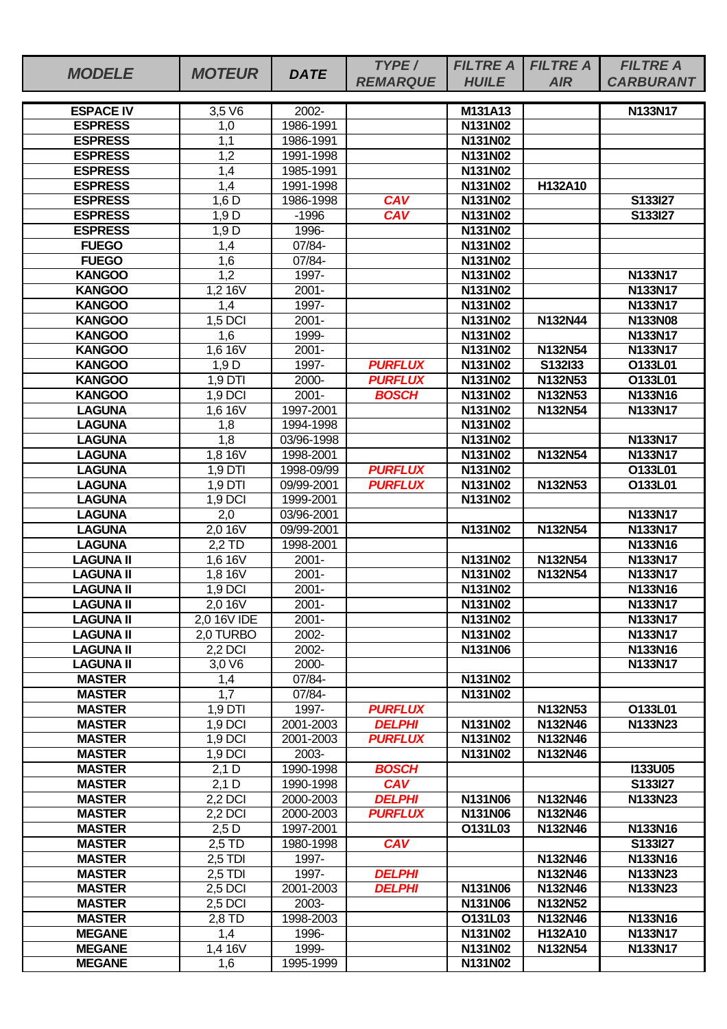| MODELE | MOTEUR | DATE | TYPE / REMARQUE | FILTRE A HUILE | FILTRE A AIR | FILTRE A CARBURANT |
|---|---|---|---|---|---|---|
| ESPACE IV | 3,5 V6 | 2002- | | M131A13 | | N133N17 |
| ESPRESS | 1,0 | 1986-1991 | | N131N02 | | |
| ESPRESS | 1,1 | 1986-1991 | | N131N02 | | |
| ESPRESS | 1,2 | 1991-1998 | | N131N02 | | |
| ESPRESS | 1,4 | 1985-1991 | | N131N02 | | |
| ESPRESS | 1,4 | 1991-1998 | | N131N02 | H132A10 | |
| ESPRESS | 1,6 D | 1986-1998 | *CAV* | N131N02 | | S133I27 |
| ESPRESS | 1,9 D | -1996 | *CAV* | N131N02 | | S133I27 |
| ESPRESS | 1,9 D | 1996- | | N131N02 | | |
| FUEGO | 1,4 | 07/84- | | N131N02 | | |
| FUEGO | 1,6 | 07/84- | | N131N02 | | |
| KANGOO | 1,2 | 1997- | | N131N02 | | N133N17 |
| KANGOO | 1,2 16V | 2001- | | N131N02 | | N133N17 |
| KANGOO | 1,4 | 1997- | | N131N02 | | N133N17 |
| KANGOO | 1,5 DCI | 2001- | | N131N02 | N132N44 | N133N08 |
| KANGOO | 1,6 | 1999- | | N131N02 | | N133N17 |
| KANGOO | 1,6 16V | 2001- | | N131N02 | N132N54 | N133N17 |
| KANGOO | 1,9 D | 1997- | *PURFLUX* | N131N02 | S132I33 | O133L01 |
| KANGOO | 1,9 DTI | 2000- | *PURFLUX* | N131N02 | N132N53 | O133L01 |
| KANGOO | 1,9 DCI | 2001- | *BOSCH* | N131N02 | N132N53 | N133N16 |
| LAGUNA | 1,6 16V | 1997-2001 | | N131N02 | N132N54 | N133N17 |
| LAGUNA | 1,8 | 1994-1998 | | N131N02 | | |
| LAGUNA | 1,8 | 03/96-1998 | | N131N02 | | N133N17 |
| LAGUNA | 1,8 16V | 1998-2001 | | N131N02 | N132N54 | N133N17 |
| LAGUNA | 1,9 DTI | 1998-09/99 | *PURFLUX* | N131N02 | | O133L01 |
| LAGUNA | 1,9 DTI | 09/99-2001 | *PURFLUX* | N131N02 | N132N53 | O133L01 |
| LAGUNA | 1,9 DCI | 1999-2001 | | N131N02 | | |
| LAGUNA | 2,0 | 03/96-2001 | | | | N133N17 |
| LAGUNA | 2,0 16V | 09/99-2001 | | N131N02 | N132N54 | N133N17 |
| LAGUNA | 2,2 TD | 1998-2001 | | | | N133N16 |
| LAGUNA II | 1,6 16V | 2001- | | N131N02 | N132N54 | N133N17 |
| LAGUNA II | 1,8 16V | 2001- | | N131N02 | N132N54 | N133N17 |
| LAGUNA II | 1,9 DCI | 2001- | | N131N02 | | N133N16 |
| LAGUNA II | 2,0 16V | 2001- | | N131N02 | | N133N17 |
| LAGUNA II | 2,0 16V IDE | 2001- | | N131N02 | | N133N17 |
| LAGUNA II | 2,0 TURBO | 2002- | | N131N02 | | N133N17 |
| LAGUNA II | 2,2 DCI | 2002- | | N131N06 | | N133N16 |
| LAGUNA II | 3,0 V6 | 2000- | | | | N133N17 |
| MASTER | 1,4 | 07/84- | | N131N02 | | |
| MASTER | 1,7 | 07/84- | | N131N02 | | |
| MASTER | 1,9 DTI | 1997- | *PURFLUX* | | N132N53 | O133L01 |
| MASTER | 1,9 DCI | 2001-2003 | *DELPHI* | N131N02 | N132N46 | N133N23 |
| MASTER | 1,9 DCI | 2001-2003 | *PURFLUX* | N131N02 | N132N46 | |
| MASTER | 1,9 DCI | 2003- | | N131N02 | N132N46 | |
| MASTER | 2,1 D | 1990-1998 | *BOSCH* | | | I133U05 |
| MASTER | 2,1 D | 1990-1998 | *CAV* | | | S133I27 |
| MASTER | 2,2 DCI | 2000-2003 | *DELPHI* | N131N06 | N132N46 | N133N23 |
| MASTER | 2,2 DCI | 2000-2003 | *PURFLUX* | N131N06 | N132N46 | |
| MASTER | 2,5 D | 1997-2001 | | O131L03 | N132N46 | N133N16 |
| MASTER | 2,5 TD | 1980-1998 | *CAV* | | | S133I27 |
| MASTER | 2,5 TDI | 1997- | | | N132N46 | N133N16 |
| MASTER | 2,5 TDI | 1997- | *DELPHI* | | N132N46 | N133N23 |
| MASTER | 2,5 DCI | 2001-2003 | *DELPHI* | N131N06 | N132N46 | N133N23 |
| MASTER | 2,5 DCI | 2003- | | N131N06 | N132N52 | |
| MASTER | 2,8 TD | 1998-2003 | | O131L03 | N132N46 | N133N16 |
| MEGANE | 1,4 | 1996- | | N131N02 | H132A10 | N133N17 |
| MEGANE | 1,4 16V | 1999- | | N131N02 | N132N54 | N133N17 |
| MEGANE | 1,6 | 1995-1999 | | N131N02 | | |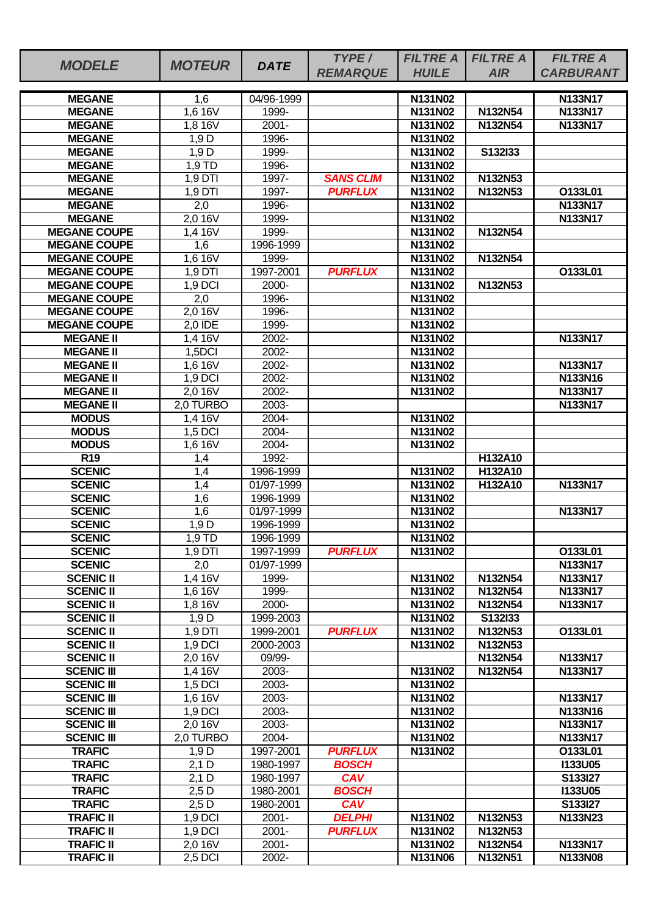| MODELE | MOTEUR | DATE | TYPE / REMARQUE | FILTRE A HUILE | FILTRE A AIR | FILTRE A CARBURANT |
|---|---|---|---|---|---|---|
| MEGANE | 1,6 | 04/96-1999 | | N131N02 | | N133N17 |
| MEGANE | 1,6 16V | 1999- | | N131N02 | N132N54 | N133N17 |
| MEGANE | 1,8 16V | 2001- | | N131N02 | N132N54 | N133N17 |
| MEGANE | 1,9 D | 1996- | | N131N02 | | |
| MEGANE | 1,9 D | 1999- | | N131N02 | S132I33 | |
| MEGANE | 1,9 TD | 1996- | | N131N02 | | |
| MEGANE | 1,9 DTI | 1997- | *SANS CLIM* | N131N02 | N132N53 | |
| MEGANE | 1,9 DTI | 1997- | *PURFLUX* | N131N02 | N132N53 | O133L01 |
| MEGANE | 2,0 | 1996- | | N131N02 | | N133N17 |
| MEGANE | 2,0 16V | 1999- | | N131N02 | | N133N17 |
| MEGANE COUPE | 1,4 16V | 1999- | | N131N02 | N132N54 | |
| MEGANE COUPE | 1,6 | 1996-1999 | | N131N02 | | |
| MEGANE COUPE | 1,6 16V | 1999- | | N131N02 | N132N54 | |
| MEGANE COUPE | 1,9 DTI | 1997-2001 | *PURFLUX* | N131N02 | | O133L01 |
| MEGANE COUPE | 1,9 DCI | 2000- | | N131N02 | N132N53 | |
| MEGANE COUPE | 2,0 | 1996- | | N131N02 | | |
| MEGANE COUPE | 2,0 16V | 1996- | | N131N02 | | |
| MEGANE COUPE | 2,0 IDE | 1999- | | N131N02 | | |
| MEGANE II | 1,4 16V | 2002- | | N131N02 | | N133N17 |
| MEGANE II | 1,5DCI | 2002- | | N131N02 | | |
| MEGANE II | 1,6 16V | 2002- | | N131N02 | | N133N17 |
| MEGANE II | 1,9 DCI | 2002- | | N131N02 | | N133N16 |
| MEGANE II | 2,0 16V | 2002- | | N131N02 | | N133N17 |
| MEGANE II | 2,0 TURBO | 2003- | | | | N133N17 |
| MODUS | 1,4 16V | 2004- | | N131N02 | | |
| MODUS | 1,5 DCI | 2004- | | N131N02 | | |
| MODUS | 1,6 16V | 2004- | | N131N02 | | |
| R19 | 1,4 | 1992- | | | H132A10 | |
| SCENIC | 1,4 | 1996-1999 | | N131N02 | H132A10 | |
| SCENIC | 1,4 | 01/97-1999 | | N131N02 | H132A10 | N133N17 |
| SCENIC | 1,6 | 1996-1999 | | N131N02 | | |
| SCENIC | 1,6 | 01/97-1999 | | N131N02 | | N133N17 |
| SCENIC | 1,9 D | 1996-1999 | | N131N02 | | |
| SCENIC | 1,9 TD | 1996-1999 | | N131N02 | | |
| SCENIC | 1,9 DTI | 1997-1999 | *PURFLUX* | N131N02 | | O133L01 |
| SCENIC | 2,0 | 01/97-1999 | | | | N133N17 |
| SCENIC II | 1,4 16V | 1999- | | N131N02 | N132N54 | N133N17 |
| SCENIC II | 1,6 16V | 1999- | | N131N02 | N132N54 | N133N17 |
| SCENIC II | 1,8 16V | 2000- | | N131N02 | N132N54 | N133N17 |
| SCENIC II | 1,9 D | 1999-2003 | | N131N02 | S132I33 | |
| SCENIC II | 1,9 DTI | 1999-2001 | *PURFLUX* | N131N02 | N132N53 | O133L01 |
| SCENIC II | 1,9 DCI | 2000-2003 | | N131N02 | N132N53 | |
| SCENIC II | 2,0 16V | 09/99- | | | N132N54 | N133N17 |
| SCENIC III | 1,4 16V | 2003- | | N131N02 | N132N54 | N133N17 |
| SCENIC III | 1,5 DCI | 2003- | | N131N02 | | |
| SCENIC III | 1,6 16V | 2003- | | N131N02 | | N133N17 |
| SCENIC III | 1,9 DCI | 2003- | | N131N02 | | N133N16 |
| SCENIC III | 2,0 16V | 2003- | | N131N02 | | N133N17 |
| SCENIC III | 2,0 TURBO | 2004- | | N131N02 | | N133N17 |
| TRAFIC | 1,9 D | 1997-2001 | *PURFLUX* | N131N02 | | O133L01 |
| TRAFIC | 2,1 D | 1980-1997 | *BOSCH* | | | I133U05 |
| TRAFIC | 2,1 D | 1980-1997 | *CAV* | | | S133I27 |
| TRAFIC | 2,5 D | 1980-2001 | *BOSCH* | | | I133U05 |
| TRAFIC | 2,5 D | 1980-2001 | *CAV* | | | S133I27 |
| TRAFIC II | 1,9 DCI | 2001- | *DELPHI* | N131N02 | N132N53 | N133N23 |
| TRAFIC II | 1,9 DCI | 2001- | *PURFLUX* | N131N02 | N132N53 | |
| TRAFIC II | 2,0 16V | 2001- | | N131N02 | N132N54 | N133N17 |
| TRAFIC II | 2,5 DCI | 2002- | | N131N06 | N132N51 | N133N08 |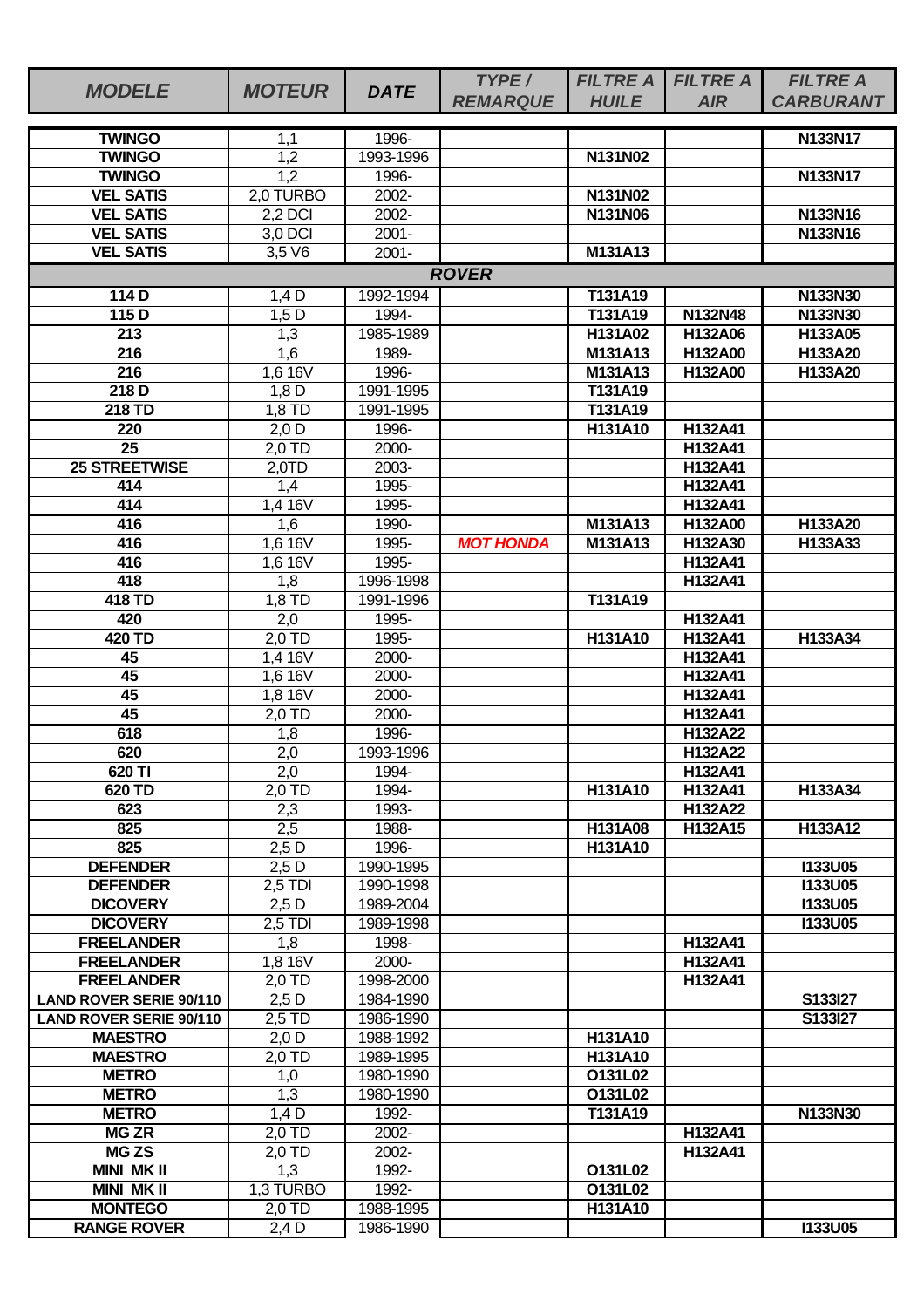| MODELE | MOTEUR | DATE | TYPE / REMARQUE | FILTRE A HUILE | FILTRE A AIR | FILTRE A CARBURANT |
|---|---|---|---|---|---|---|
| **TWINGO** | 1,1 | 1996- | | | | **N133N17** |
| **TWINGO** | 1,2 | 1993-1996 | | **N131N02** | | |
| **TWINGO** | 1,2 | 1996- | | | | **N133N17** |
| **VEL SATIS** | 2,0 TURBO | 2002- | | **N131N02** | | |
| **VEL SATIS** | 2,2 DCI | 2002- | | **N131N06** | | **N133N16** |
| **VEL SATIS** | 3,0 DCI | 2001- | | | | **N133N16** |
| **VEL SATIS** | 3,5 V6 | 2001- | | **M131A13** | | |
| | | | ***ROVER*** | | | |
| **114 D** | 1,4 D | 1992-1994 | | **T131A19** | | **N133N30** |
| **115 D** | 1,5 D | 1994- | | **T131A19** | **N132N48** | **N133N30** |
| **213** | 1,3 | 1985-1989 | | **H131A02** | **H132A06** | **H133A05** |
| **216** | 1,6 | 1989- | | **M131A13** | **H132A00** | **H133A20** |
| **216** | 1,6 16V | 1996- | | **M131A13** | **H132A00** | **H133A20** |
| **218 D** | 1,8 D | 1991-1995 | | **T131A19** | | |
| **218 TD** | 1,8 TD | 1991-1995 | | **T131A19** | | |
| **220** | 2,0 D | 1996- | | **H131A10** | **H132A41** | |
| **25** | 2,0 TD | 2000- | | | **H132A41** | |
| **25 STREETWISE** | 2,0TD | 2003- | | | **H132A41** | |
| **414** | 1,4 | 1995- | | | **H132A41** | |
| **414** | 1,4 16V | 1995- | | | **H132A41** | |
| **416** | 1,6 | 1990- | | **M131A13** | **H132A00** | **H133A20** |
| **416** | 1,6 16V | 1995- | ***MOT HONDA*** | **M131A13** | **H132A30** | **H133A33** |
| **416** | 1,6 16V | 1995- | | | **H132A41** | |
| **418** | 1,8 | 1996-1998 | | | **H132A41** | |
| **418 TD** | 1,8 TD | 1991-1996 | | **T131A19** | | |
| **420** | 2,0 | 1995- | | | **H132A41** | |
| **420 TD** | 2,0 TD | 1995- | | **H131A10** | **H132A41** | **H133A34** |
| **45** | 1,4 16V | 2000- | | | **H132A41** | |
| **45** | 1,6 16V | 2000- | | | **H132A41** | |
| **45** | 1,8 16V | 2000- | | | **H132A41** | |
| **45** | 2,0 TD | 2000- | | | **H132A41** | |
| **618** | 1,8 | 1996- | | | **H132A22** | |
| **620** | 2,0 | 1993-1996 | | | **H132A22** | |
| **620 TI** | 2,0 | 1994- | | | **H132A41** | |
| **620 TD** | 2,0 TD | 1994- | | **H131A10** | **H132A41** | **H133A34** |
| **623** | 2,3 | 1993- | | | **H132A22** | |
| **825** | 2,5 | 1988- | | **H131A08** | **H132A15** | **H133A12** |
| **825** | 2,5 D | 1996- | | **H131A10** | | |
| **DEFENDER** | 2,5 D | 1990-1995 | | | | **I133U05** |
| **DEFENDER** | 2,5 TDI | 1990-1998 | | | | **I133U05** |
| **DICOVERY** | 2,5 D | 1989-2004 | | | | **I133U05** |
| **DICOVERY** | 2,5 TDI | 1989-1998 | | | | **I133U05** |
| **FREELANDER** | 1,8 | 1998- | | | **H132A41** | |
| **FREELANDER** | 1,8 16V | 2000- | | | **H132A41** | |
| **FREELANDER** | 2,0 TD | 1998-2000 | | | **H132A41** | |
| **LAND ROVER SERIE 90/110** | 2,5 D | 1984-1990 | | | | **S133I27** |
| **LAND ROVER SERIE 90/110** | 2,5 TD | 1986-1990 | | | | **S133I27** |
| **MAESTRO** | 2,0 D | 1988-1992 | | **H131A10** | | |
| **MAESTRO** | 2,0 TD | 1989-1995 | | **H131A10** | | |
| **METRO** | 1,0 | 1980-1990 | | **O131L02** | | |
| **METRO** | 1,3 | 1980-1990 | | **O131L02** | | |
| **METRO** | 1,4 D | 1992- | | **T131A19** | | **N133N30** |
| **MG ZR** | 2,0 TD | 2002- | | | **H132A41** | |
| **MG ZS** | 2,0 TD | 2002- | | | **H132A41** | |
| **MINI MK II** | 1,3 | 1992- | | **O131L02** | | |
| **MINI MK II** | 1,3 TURBO | 1992- | | **O131L02** | | |
| **MONTEGO** | 2,0 TD | 1988-1995 | | **H131A10** | | |
| **RANGE ROVER** | 2,4 D | 1986-1990 | | | | **I133U05** |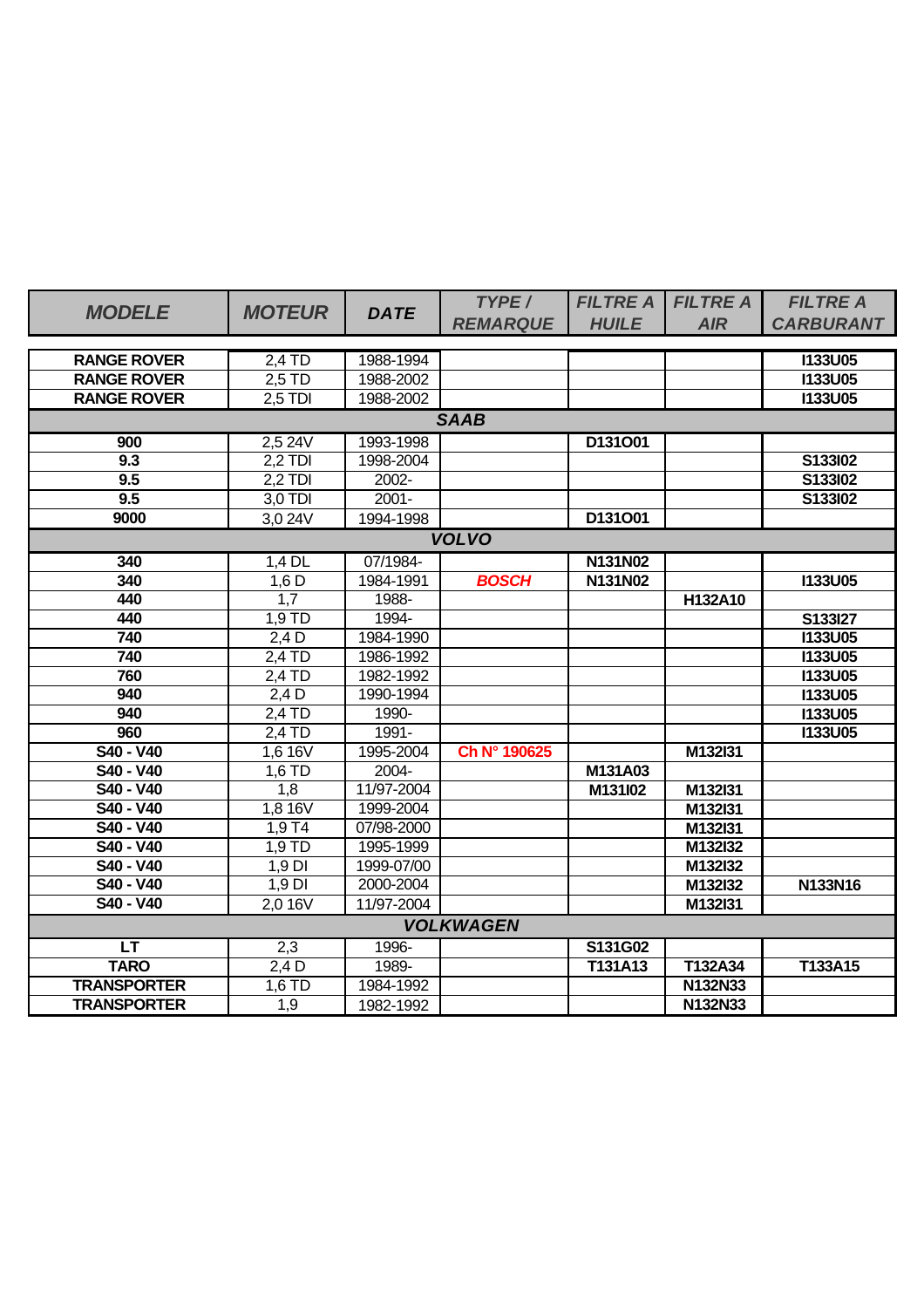| MODELE | MOTEUR | DATE | TYPE / REMARQUE | FILTRE A HUILE | FILTRE A AIR | FILTRE A CARBURANT |
|---|---|---|---|---|---|---|
| **RANGE ROVER** | 2,4 TD | 1988-1994 | | | | **I133U05** |
| **RANGE ROVER** | 2,5 TD | 1988-2002 | | | | **I133U05** |
| **RANGE ROVER** | 2,5 TDI | 1988-2002 | | | | **I133U05** |
| | | | ***SAAB*** | | | |
| **900** | 2,5 24V | 1993-1998 | | **D131O01** | | |
| **9.3** | 2,2 TDI | 1998-2004 | | | | **S133I02** |
| **9.5** | 2,2 TDI | 2002- | | | | **S133I02** |
| **9.5** | 3,0 TDI | 2001- | | | | **S133I02** |
| **9000** | 3,0 24V | 1994-1998 | | **D131O01** | | |
| | | | ***VOLVO*** | | | |
| **340** | 1,4 DL | 07/1984- | | **N131N02** | | |
| **340** | 1,6 D | 1984-1991 | ***BOSCH*** | **N131N02** | | **I133U05** |
| **440** | 1,7 | 1988- | | | **H132A10** | |
| **440** | 1,9 TD | 1994- | | | | **S133I27** |
| **740** | 2,4 D | 1984-1990 | | | | **I133U05** |
| **740** | 2,4 TD | 1986-1992 | | | | **I133U05** |
| **760** | 2,4 TD | 1982-1992 | | | | **I133U05** |
| **940** | 2,4 D | 1990-1994 | | | | **I133U05** |
| **940** | 2,4 TD | 1990- | | | | **I133U05** |
| **960** | 2,4 TD | 1991- | | | | **I133U05** |
| **S40 - V40** | 1,6 16V | 1995-2004 | **Ch N° 190625** | | **M132I31** | |
| **S40 - V40** | 1,6 TD | 2004- | | **M131A03** | | |
| **S40 - V40** | 1,8 | 11/97-2004 | | **M131I02** | **M132I31** | |
| **S40 - V40** | 1,8 16V | 1999-2004 | | | **M132I31** | |
| **S40 - V40** | 1,9 T4 | 07/98-2000 | | | **M132I31** | |
| **S40 - V40** | 1,9 TD | 1995-1999 | | | **M132I32** | |
| **S40 - V40** | 1,9 DI | 1999-07/00 | | | **M132I32** | |
| **S40 - V40** | 1,9 DI | 2000-2004 | | | **M132I32** | **N133N16** |
| **S40 - V40** | 2,0 16V | 11/97-2004 | | | **M132I31** | |
| | | | ***VOLKWAGEN*** | | | |
| **LT** | 2,3 | 1996- | | **S131G02** | | |
| **TARO** | 2,4 D | 1989- | | **T131A13** | **T132A34** | **T133A15** |
| **TRANSPORTER** | 1,6 TD | 1984-1992 | | | **N132N33** | |
| **TRANSPORTER** | 1,9 | 1982-1992 | | | **N132N33** | |